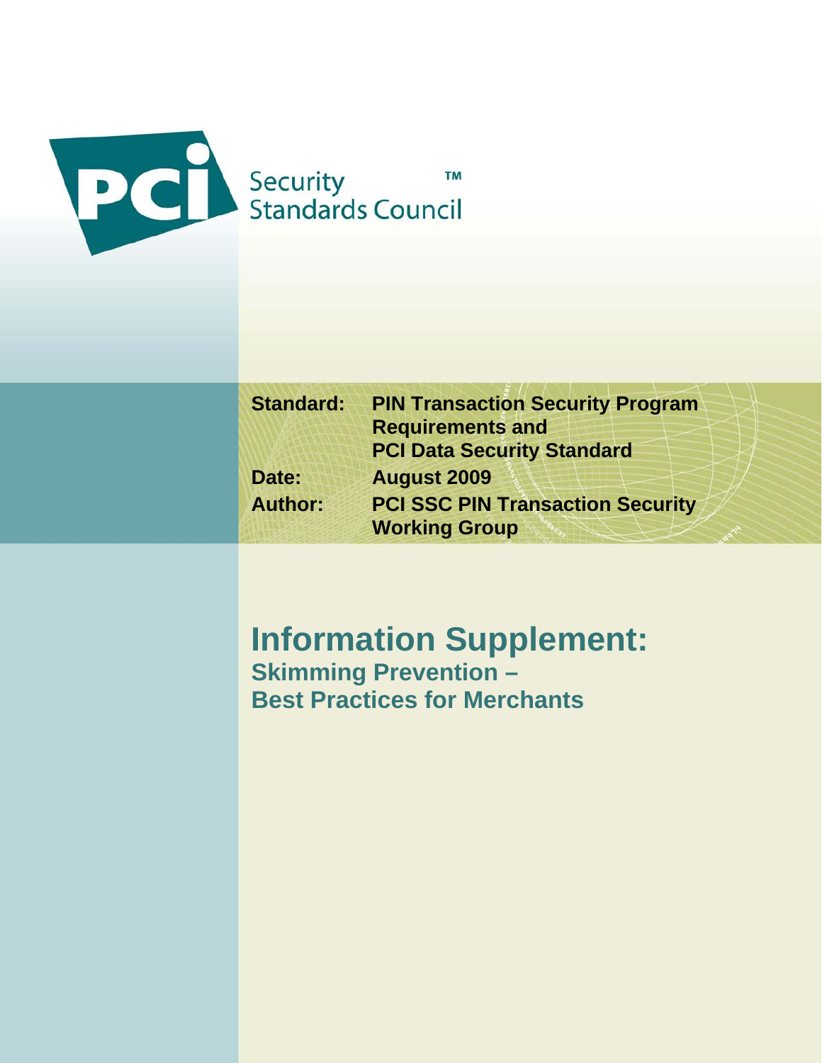PCI Security Standards Council™

**Standard:** PIN Transaction Security Program Requirements and PCI Data Security Standard

**Date:** August 2009

**Author:** PCI SSC PIN Transaction Security Working Group

# Information Supplement:

## Skimming Prevention – Best Practices for Merchants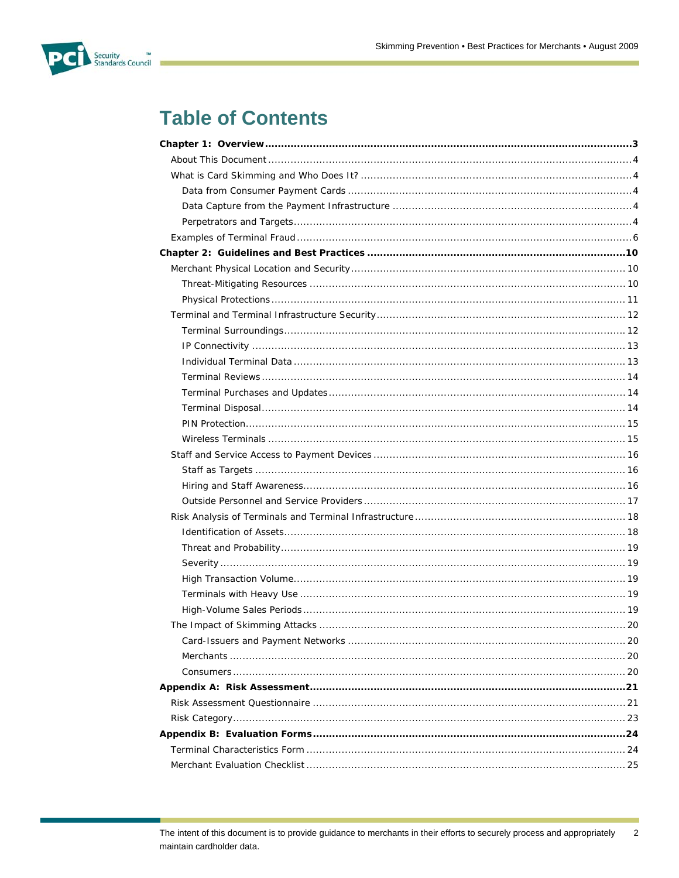# Table of Contents

**Chapter 1: Overview** .......... **3**

- About This Document .......... 4
- What is Card Skimming and Who Does It? .......... 4
  - Data from Consumer Payment Cards .......... 4
  - Data Capture from the Payment Infrastructure .......... 4
  - Perpetrators and Targets .......... 4
- Examples of Terminal Fraud .......... 6

**Chapter 2: Guidelines and Best Practices** .......... **10**

- Merchant Physical Location and Security .......... 10
  - Threat-Mitigating Resources .......... 10
  - Physical Protections .......... 11
- Terminal and Terminal Infrastructure Security .......... 12
  - Terminal Surroundings .......... 12
  - IP Connectivity .......... 13
  - Individual Terminal Data .......... 13
  - Terminal Reviews .......... 14
  - Terminal Purchases and Updates .......... 14
  - Terminal Disposal .......... 14
  - PIN Protection .......... 15
  - Wireless Terminals .......... 15
- Staff and Service Access to Payment Devices .......... 16
  - Staff as Targets .......... 16
  - Hiring and Staff Awareness .......... 16
  - Outside Personnel and Service Providers .......... 17
- Risk Analysis of Terminals and Terminal Infrastructure .......... 18
  - Identification of Assets .......... 18
  - Threat and Probability .......... 19
  - Severity .......... 19
  - High Transaction Volume .......... 19
  - Terminals with Heavy Use .......... 19
  - High-Volume Sales Periods .......... 19
- The Impact of Skimming Attacks .......... 20
  - Card-Issuers and Payment Networks .......... 20
  - Merchants .......... 20
  - Consumers .......... 20

**Appendix A: Risk Assessment** .......... **21**

- Risk Assessment Questionnaire .......... 21
- Risk Category .......... 23

**Appendix B: Evaluation Forms** .......... **24**

- Terminal Characteristics Form .......... 24
- Merchant Evaluation Checklist .......... 25

The intent of this document is to provide guidance to merchants in their efforts to securely process and appropriately maintain cardholder data.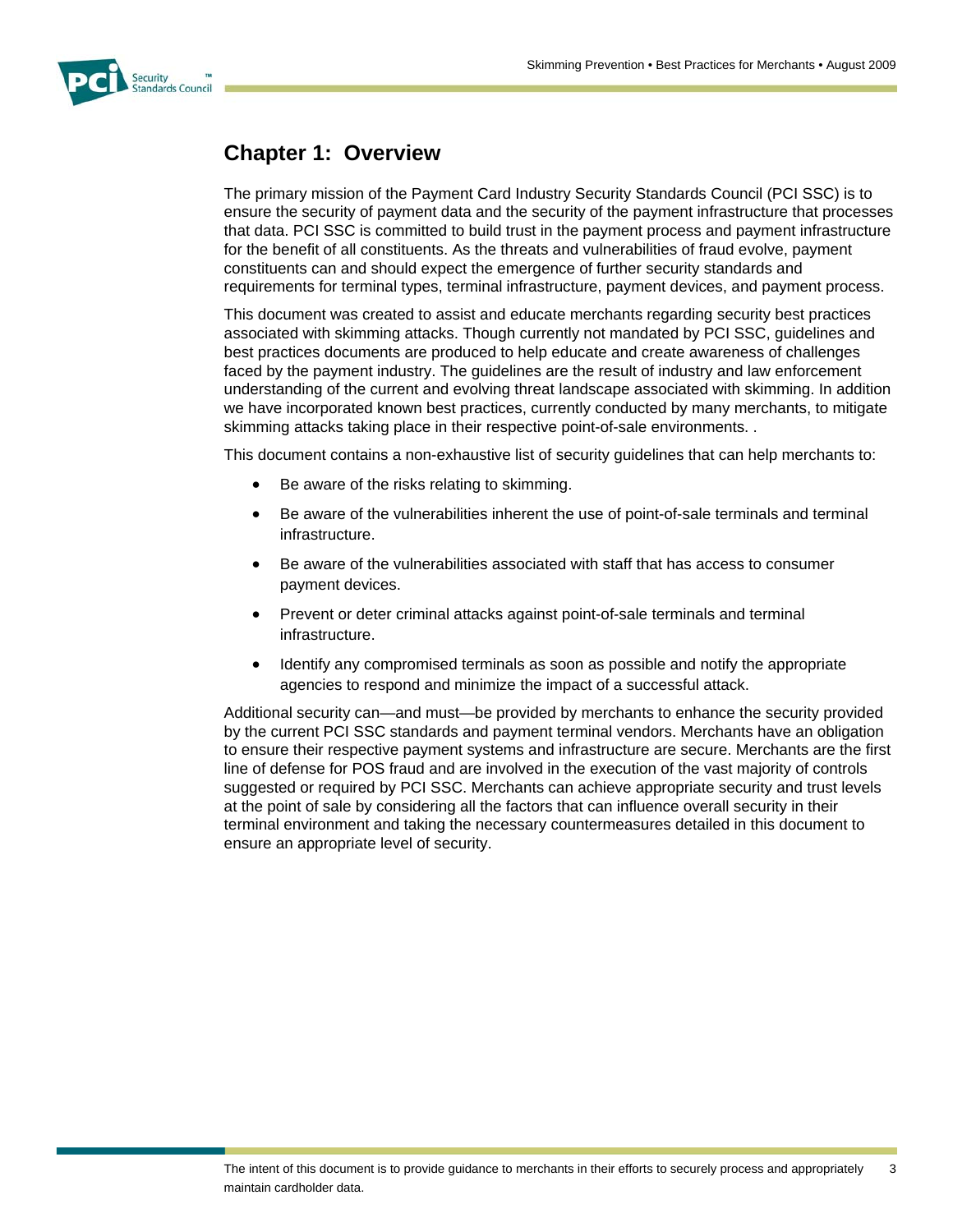## Chapter 1: Overview

The primary mission of the Payment Card Industry Security Standards Council (PCI SSC) is to ensure the security of payment data and the security of the payment infrastructure that processes that data. PCI SSC is committed to build trust in the payment process and payment infrastructure for the benefit of all constituents. As the threats and vulnerabilities of fraud evolve, payment constituents can and should expect the emergence of further security standards and requirements for terminal types, terminal infrastructure, payment devices, and payment process.

This document was created to assist and educate merchants regarding security best practices associated with skimming attacks. Though currently not mandated by PCI SSC, guidelines and best practices documents are produced to help educate and create awareness of challenges faced by the payment industry. The guidelines are the result of industry and law enforcement understanding of the current and evolving threat landscape associated with skimming. In addition we have incorporated known best practices, currently conducted by many merchants, to mitigate skimming attacks taking place in their respective point-of-sale environments. .

This document contains a non-exhaustive list of security guidelines that can help merchants to:

- Be aware of the risks relating to skimming.
- Be aware of the vulnerabilities inherent the use of point-of-sale terminals and terminal infrastructure.
- Be aware of the vulnerabilities associated with staff that has access to consumer payment devices.
- Prevent or deter criminal attacks against point-of-sale terminals and terminal infrastructure.
- Identify any compromised terminals as soon as possible and notify the appropriate agencies to respond and minimize the impact of a successful attack.

Additional security can—and must—be provided by merchants to enhance the security provided by the current PCI SSC standards and payment terminal vendors. Merchants have an obligation to ensure their respective payment systems and infrastructure are secure. Merchants are the first line of defense for POS fraud and are involved in the execution of the vast majority of controls suggested or required by PCI SSC. Merchants can achieve appropriate security and trust levels at the point of sale by considering all the factors that can influence overall security in their terminal environment and taking the necessary countermeasures detailed in this document to ensure an appropriate level of security.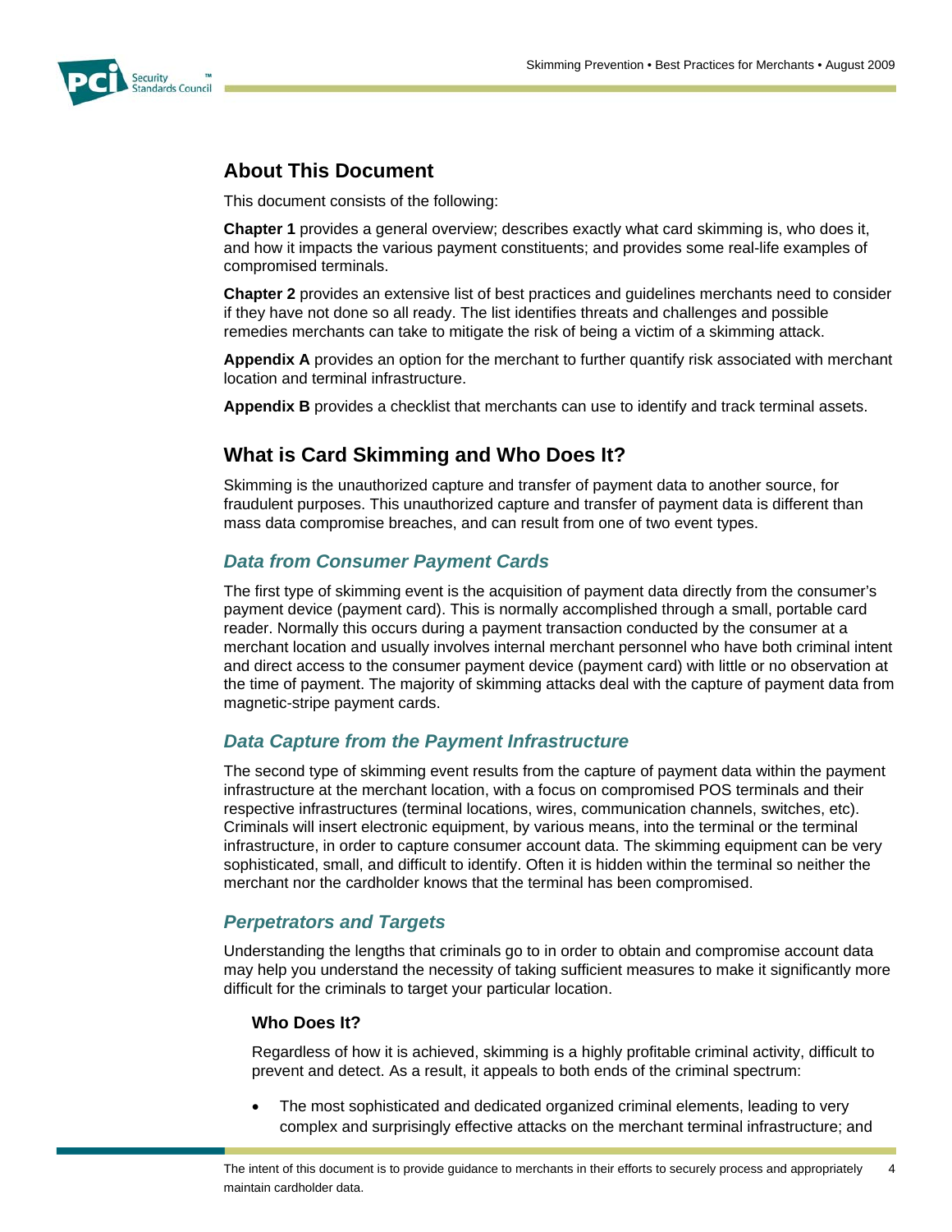## About This Document

This document consists of the following:

**Chapter 1** provides a general overview; describes exactly what card skimming is, who does it, and how it impacts the various payment constituents; and provides some real-life examples of compromised terminals.

**Chapter 2** provides an extensive list of best practices and guidelines merchants need to consider if they have not done so all ready. The list identifies threats and challenges and possible remedies merchants can take to mitigate the risk of being a victim of a skimming attack.

**Appendix A** provides an option for the merchant to further quantify risk associated with merchant location and terminal infrastructure.

**Appendix B** provides a checklist that merchants can use to identify and track terminal assets.

## What is Card Skimming and Who Does It?

Skimming is the unauthorized capture and transfer of payment data to another source, for fraudulent purposes. This unauthorized capture and transfer of payment data is different than mass data compromise breaches, and can result from one of two event types.

### *Data from Consumer Payment Cards*

The first type of skimming event is the acquisition of payment data directly from the consumer's payment device (payment card). This is normally accomplished through a small, portable card reader. Normally this occurs during a payment transaction conducted by the consumer at a merchant location and usually involves internal merchant personnel who have both criminal intent and direct access to the consumer payment device (payment card) with little or no observation at the time of payment. The majority of skimming attacks deal with the capture of payment data from magnetic-stripe payment cards.

### *Data Capture from the Payment Infrastructure*

The second type of skimming event results from the capture of payment data within the payment infrastructure at the merchant location, with a focus on compromised POS terminals and their respective infrastructures (terminal locations, wires, communication channels, switches, etc). Criminals will insert electronic equipment, by various means, into the terminal or the terminal infrastructure, in order to capture consumer account data. The skimming equipment can be very sophisticated, small, and difficult to identify. Often it is hidden within the terminal so neither the merchant nor the cardholder knows that the terminal has been compromised.

### *Perpetrators and Targets*

Understanding the lengths that criminals go to in order to obtain and compromise account data may help you understand the necessity of taking sufficient measures to make it significantly more difficult for the criminals to target your particular location.

#### Who Does It?

Regardless of how it is achieved, skimming is a highly profitable criminal activity, difficult to prevent and detect. As a result, it appeals to both ends of the criminal spectrum:

- The most sophisticated and dedicated organized criminal elements, leading to very complex and surprisingly effective attacks on the merchant terminal infrastructure; and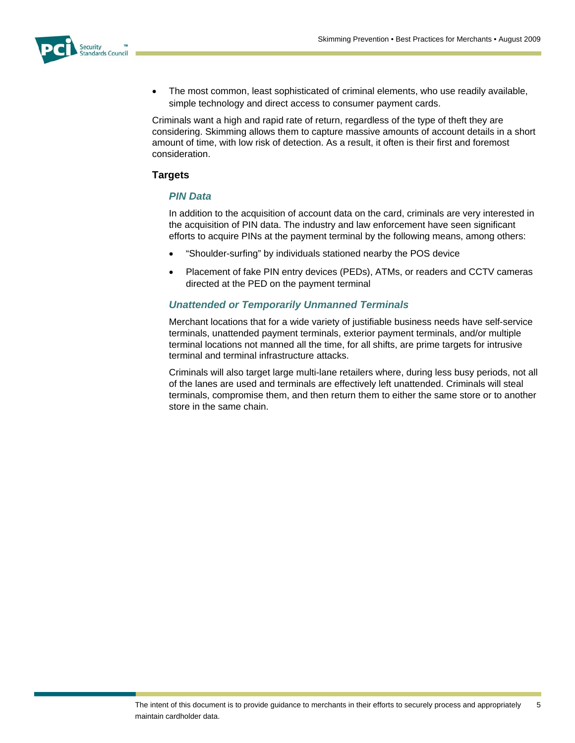- The most common, least sophisticated of criminal elements, who use readily available, simple technology and direct access to consumer payment cards.

Criminals want a high and rapid rate of return, regardless of the type of theft they are considering. Skimming allows them to capture massive amounts of account details in a short amount of time, with low risk of detection. As a result, it often is their first and foremost consideration.

## Targets

### *PIN Data*

In addition to the acquisition of account data on the card, criminals are very interested in the acquisition of PIN data. The industry and law enforcement have seen significant efforts to acquire PINs at the payment terminal by the following means, among others:

- "Shoulder-surfing" by individuals stationed nearby the POS device
- Placement of fake PIN entry devices (PEDs), ATMs, or readers and CCTV cameras directed at the PED on the payment terminal

### *Unattended or Temporarily Unmanned Terminals*

Merchant locations that for a wide variety of justifiable business needs have self-service terminals, unattended payment terminals, exterior payment terminals, and/or multiple terminal locations not manned all the time, for all shifts, are prime targets for intrusive terminal and terminal infrastructure attacks.

Criminals will also target large multi-lane retailers where, during less busy periods, not all of the lanes are used and terminals are effectively left unattended. Criminals will steal terminals, compromise them, and then return them to either the same store or to another store in the same chain.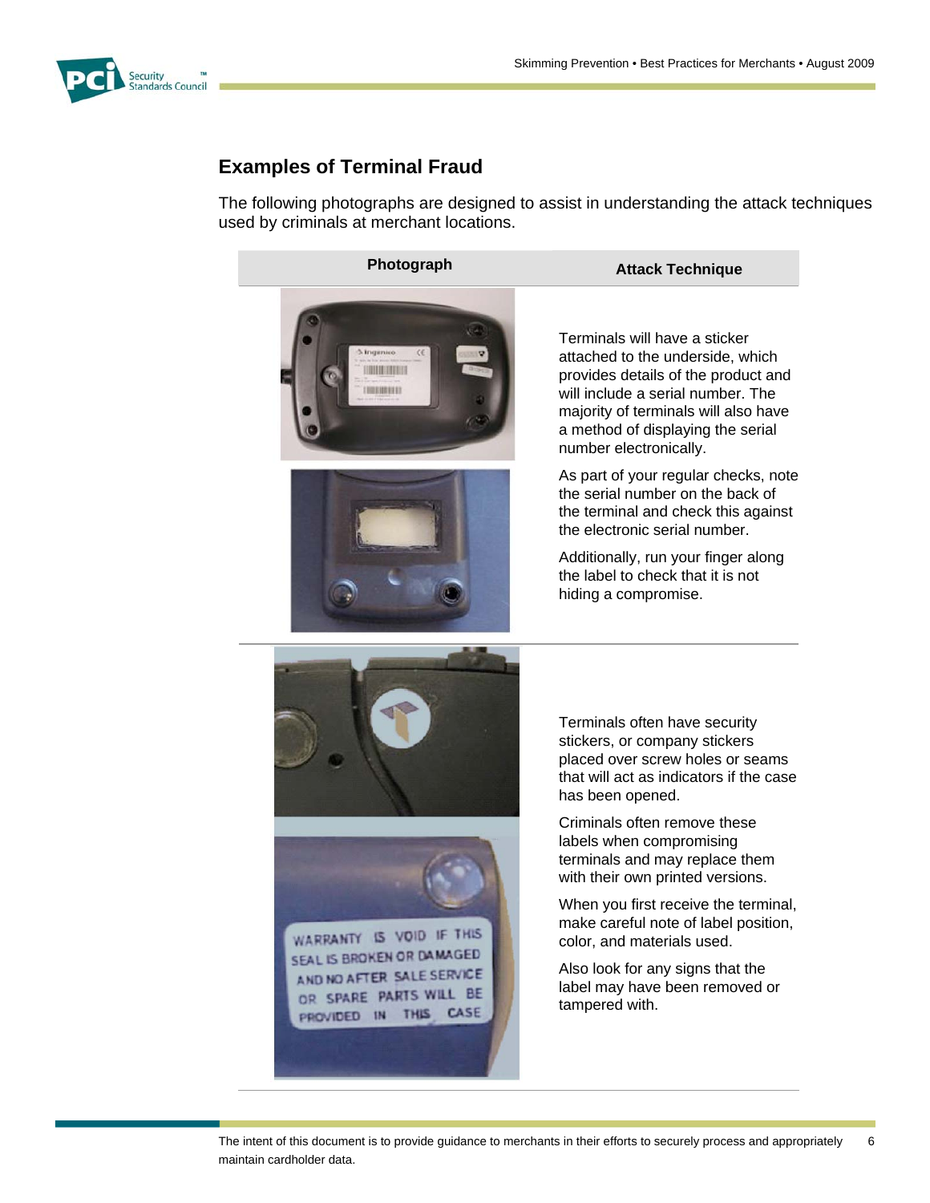## Examples of Terminal Fraud

The following photographs are designed to assist in understanding the attack techniques used by criminals at merchant locations.

| Photograph | Attack Technique |
|---|---|
| | Terminals will have a sticker attached to the underside, which provides details of the product and will include a serial number. The majority of terminals will also have a method of displaying the serial number electronically. As part of your regular checks, note the serial number on the back of the terminal and check this against the electronic serial number. Additionally, run your finger along the label to check that it is not hiding a compromise. |
| | Terminals often have security stickers, or company stickers placed over screw holes or seams that will act as indicators if the case has been opened. Criminals often remove these labels when compromising terminals and may replace them with their own printed versions. When you first receive the terminal, make careful note of label position, color, and materials used. Also look for any signs that the label may have been removed or tampered with. |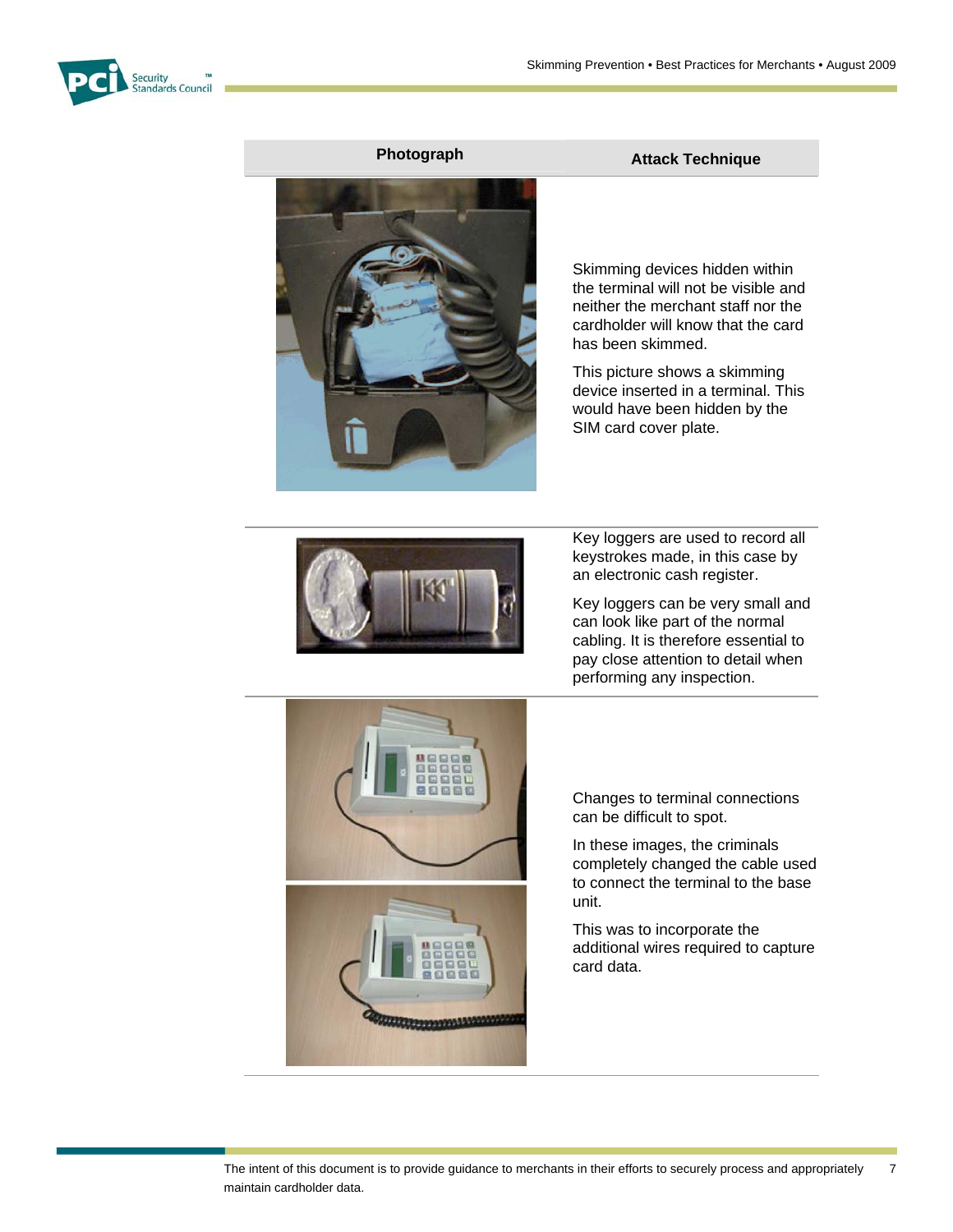| Photograph | Attack Technique |
| --- | --- |
| | Skimming devices hidden within the terminal will not be visible and neither the merchant staff nor the cardholder will know that the card has been skimmed. This picture shows a skimming device inserted in a terminal. This would have been hidden by the SIM card cover plate. |
| | Key loggers are used to record all keystrokes made, in this case by an electronic cash register. Key loggers can be very small and can look like part of the normal cabling. It is therefore essential to pay close attention to detail when performing any inspection. |
| | Changes to terminal connections can be difficult to spot. In these images, the criminals completely changed the cable used to connect the terminal to the base unit. This was to incorporate the additional wires required to capture card data. |

The intent of this document is to provide guidance to merchants in their efforts to securely process and appropriately maintain cardholder data.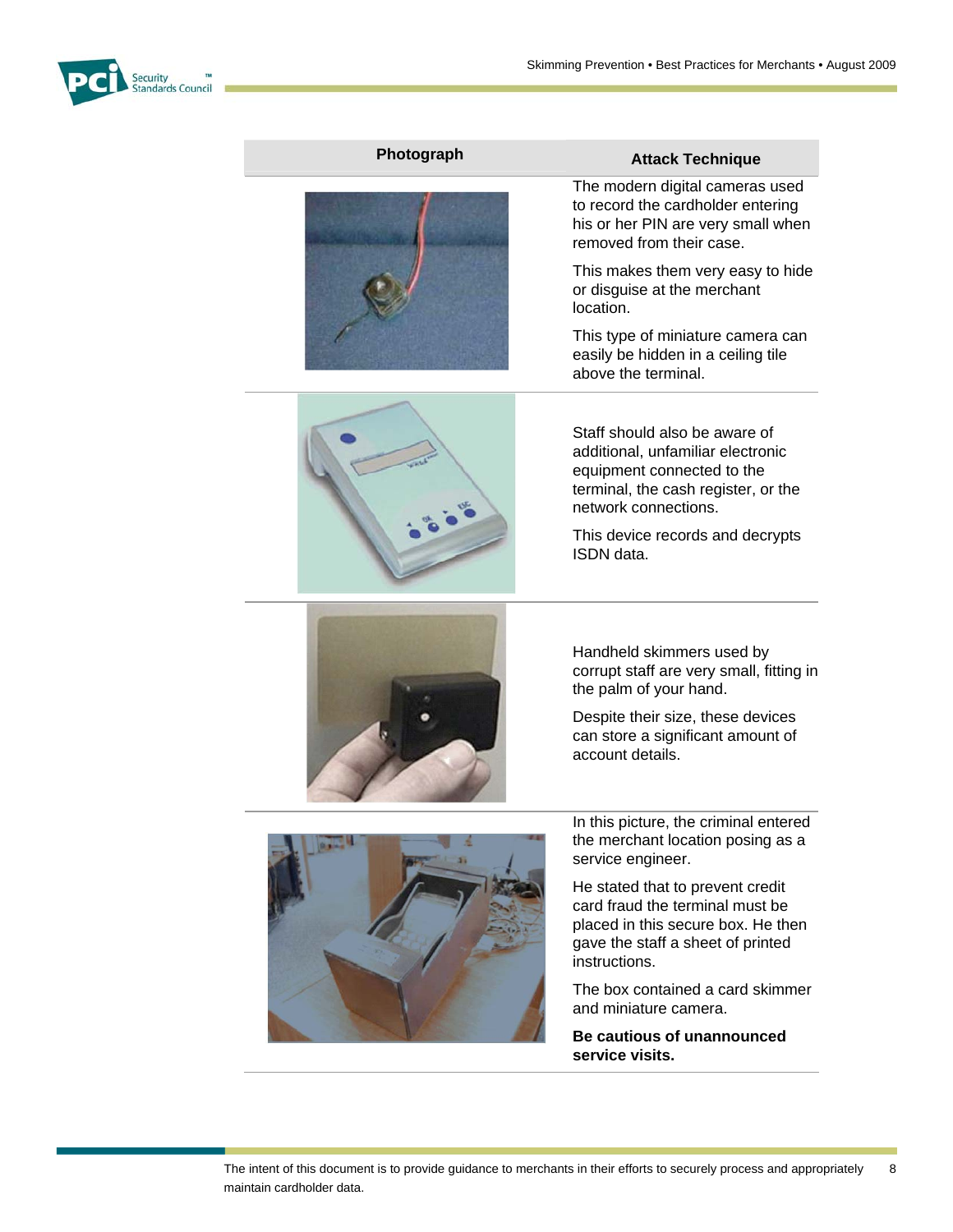| Photograph | Attack Technique |
| --- | --- |
| | The modern digital cameras used to record the cardholder entering his or her PIN are very small when removed from their case.<br><br>This makes them very easy to hide or disguise at the merchant location.<br><br>This type of miniature camera can easily be hidden in a ceiling tile above the terminal. |
| | Staff should also be aware of additional, unfamiliar electronic equipment connected to the terminal, the cash register, or the network connections.<br><br>This device records and decrypts ISDN data. |
| | Handheld skimmers used by corrupt staff are very small, fitting in the palm of your hand.<br><br>Despite their size, these devices can store a significant amount of account details. |
| | In this picture, the criminal entered the merchant location posing as a service engineer.<br><br>He stated that to prevent credit card fraud the terminal must be placed in this secure box. He then gave the staff a sheet of printed instructions.<br><br>The box contained a card skimmer and miniature camera.<br><br>**Be cautious of unannounced service visits.** |

The intent of this document is to provide guidance to merchants in their efforts to securely process and appropriately maintain cardholder data.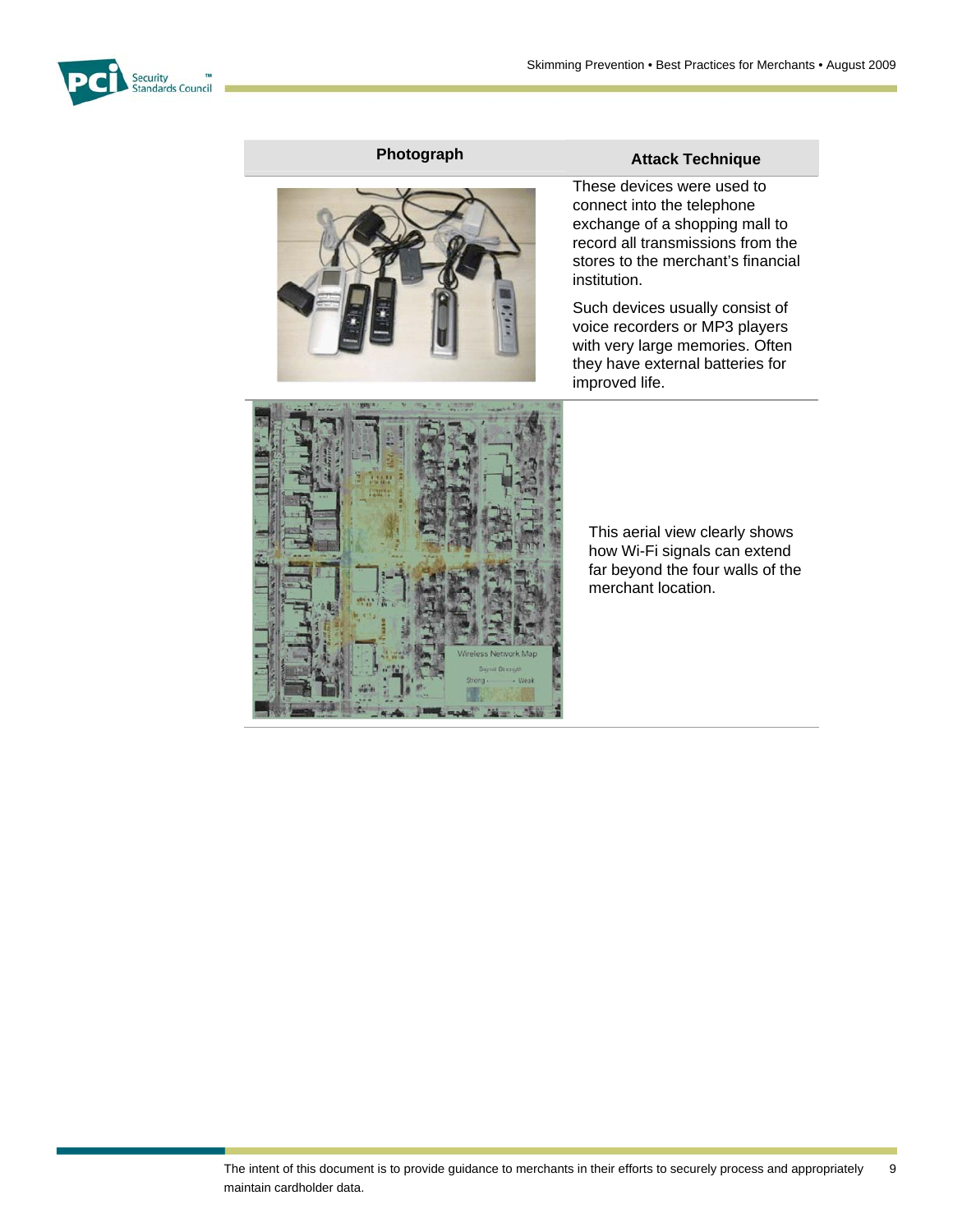| Photograph | Attack Technique |
|---|---|
| | These devices were used to connect into the telephone exchange of a shopping mall to record all transmissions from the stores to the merchant's financial institution.<br><br>Such devices usually consist of voice recorders or MP3 players with very large memories. Often they have external batteries for improved life. |
| | This aerial view clearly shows how Wi-Fi signals can extend far beyond the four walls of the merchant location. |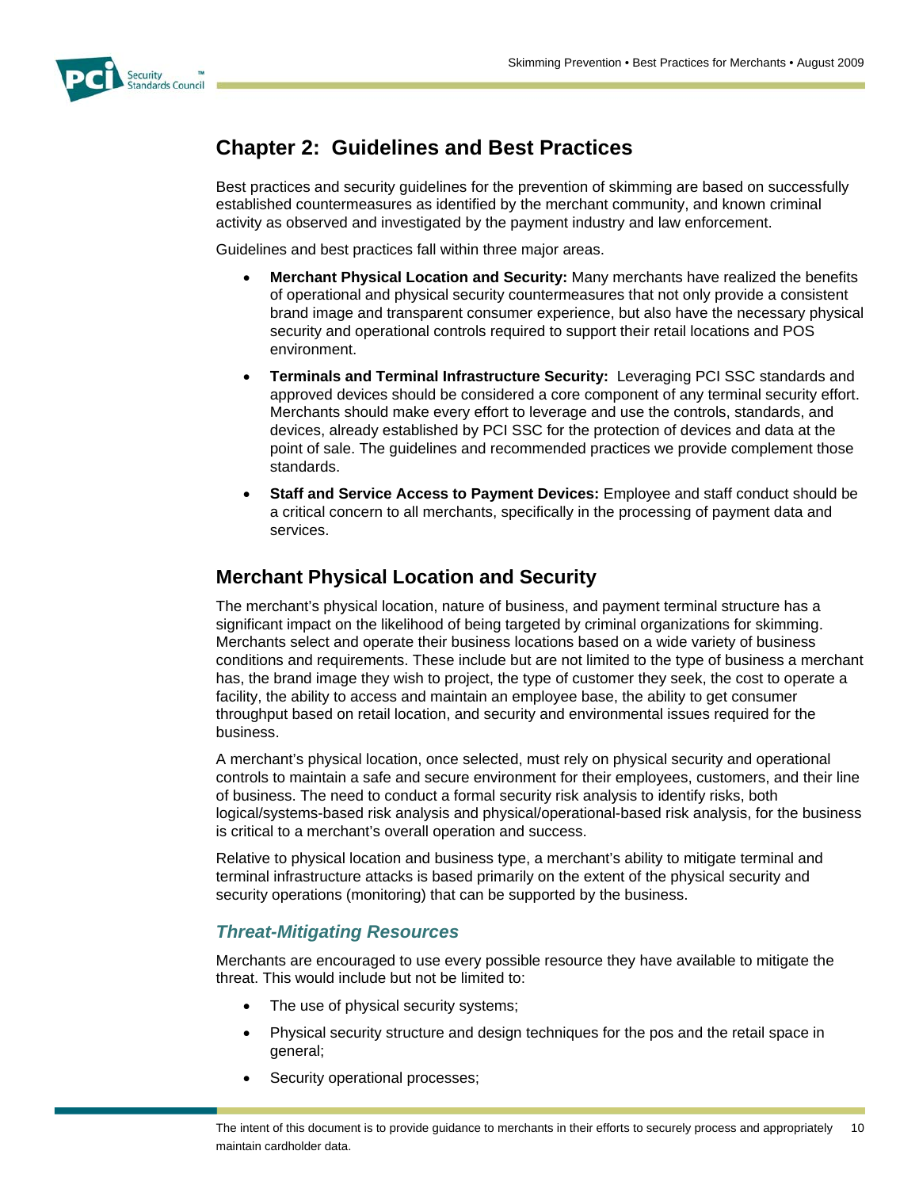# Chapter 2: Guidelines and Best Practices

Best practices and security guidelines for the prevention of skimming are based on successfully established countermeasures as identified by the merchant community, and known criminal activity as observed and investigated by the payment industry and law enforcement.

Guidelines and best practices fall within three major areas.

- **Merchant Physical Location and Security:** Many merchants have realized the benefits of operational and physical security countermeasures that not only provide a consistent brand image and transparent consumer experience, but also have the necessary physical security and operational controls required to support their retail locations and POS environment.
- **Terminals and Terminal Infrastructure Security:** Leveraging PCI SSC standards and approved devices should be considered a core component of any terminal security effort. Merchants should make every effort to leverage and use the controls, standards, and devices, already established by PCI SSC for the protection of devices and data at the point of sale. The guidelines and recommended practices we provide complement those standards.
- **Staff and Service Access to Payment Devices:** Employee and staff conduct should be a critical concern to all merchants, specifically in the processing of payment data and services.

## Merchant Physical Location and Security

The merchant's physical location, nature of business, and payment terminal structure has a significant impact on the likelihood of being targeted by criminal organizations for skimming. Merchants select and operate their business locations based on a wide variety of business conditions and requirements. These include but are not limited to the type of business a merchant has, the brand image they wish to project, the type of customer they seek, the cost to operate a facility, the ability to access and maintain an employee base, the ability to get consumer throughput based on retail location, and security and environmental issues required for the business.

A merchant's physical location, once selected, must rely on physical security and operational controls to maintain a safe and secure environment for their employees, customers, and their line of business. The need to conduct a formal security risk analysis to identify risks, both logical/systems-based risk analysis and physical/operational-based risk analysis, for the business is critical to a merchant's overall operation and success.

Relative to physical location and business type, a merchant's ability to mitigate terminal and terminal infrastructure attacks is based primarily on the extent of the physical security and security operations (monitoring) that can be supported by the business.

### *Threat-Mitigating Resources*

Merchants are encouraged to use every possible resource they have available to mitigate the threat. This would include but not be limited to:

- The use of physical security systems;
- Physical security structure and design techniques for the pos and the retail space in general;
- Security operational processes;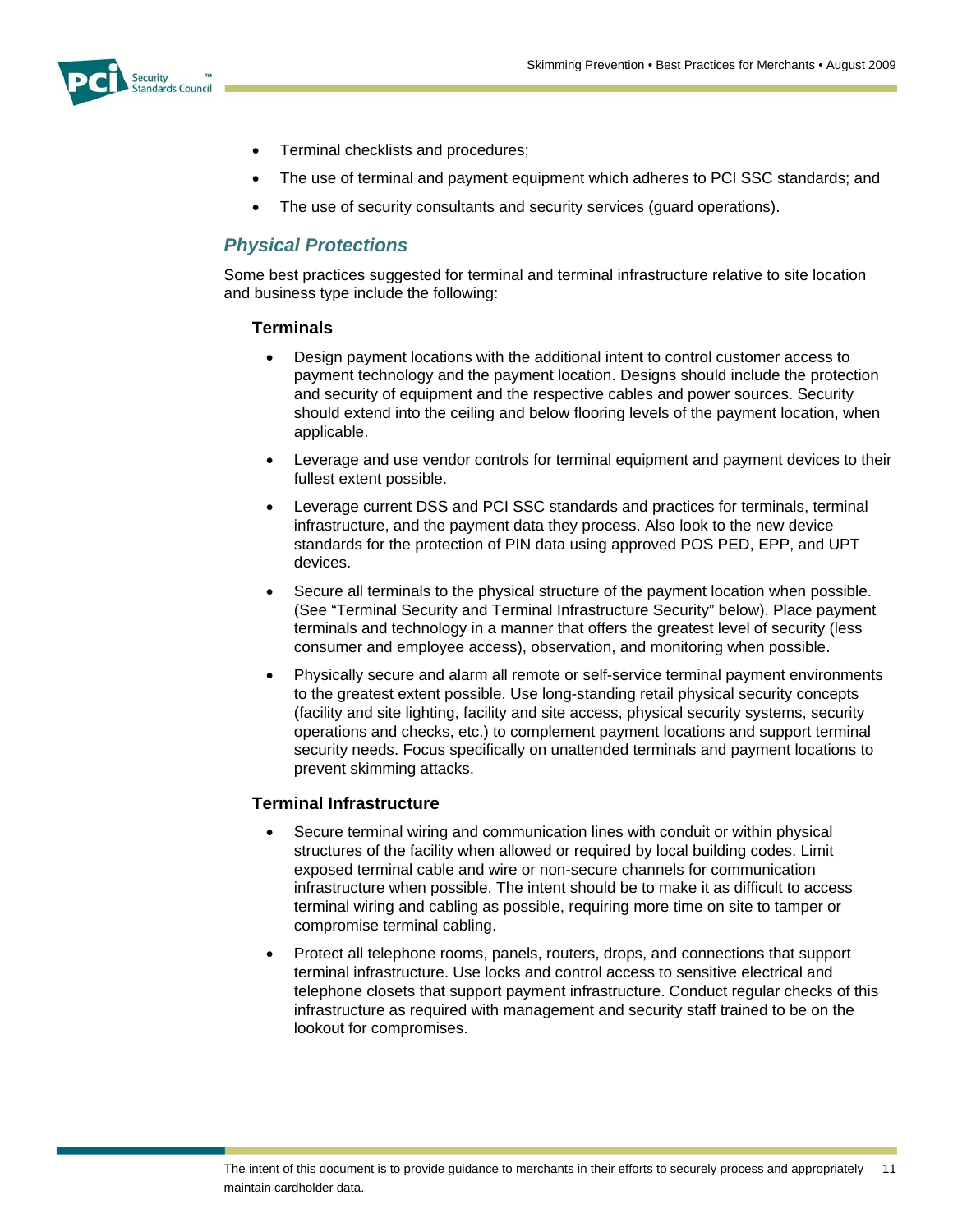- Terminal checklists and procedures;
- The use of terminal and payment equipment which adheres to PCI SSC standards; and
- The use of security consultants and security services (guard operations).

## *Physical Protections*

Some best practices suggested for terminal and terminal infrastructure relative to site location and business type include the following:

### Terminals

- Design payment locations with the additional intent to control customer access to payment technology and the payment location. Designs should include the protection and security of equipment and the respective cables and power sources. Security should extend into the ceiling and below flooring levels of the payment location, when applicable.
- Leverage and use vendor controls for terminal equipment and payment devices to their fullest extent possible.
- Leverage current DSS and PCI SSC standards and practices for terminals, terminal infrastructure, and the payment data they process. Also look to the new device standards for the protection of PIN data using approved POS PED, EPP, and UPT devices.
- Secure all terminals to the physical structure of the payment location when possible. (See "Terminal Security and Terminal Infrastructure Security" below). Place payment terminals and technology in a manner that offers the greatest level of security (less consumer and employee access), observation, and monitoring when possible.
- Physically secure and alarm all remote or self-service terminal payment environments to the greatest extent possible. Use long-standing retail physical security concepts (facility and site lighting, facility and site access, physical security systems, security operations and checks, etc.) to complement payment locations and support terminal security needs. Focus specifically on unattended terminals and payment locations to prevent skimming attacks.

### Terminal Infrastructure

- Secure terminal wiring and communication lines with conduit or within physical structures of the facility when allowed or required by local building codes. Limit exposed terminal cable and wire or non-secure channels for communication infrastructure when possible. The intent should be to make it as difficult to access terminal wiring and cabling as possible, requiring more time on site to tamper or compromise terminal cabling.
- Protect all telephone rooms, panels, routers, drops, and connections that support terminal infrastructure. Use locks and control access to sensitive electrical and telephone closets that support payment infrastructure. Conduct regular checks of this infrastructure as required with management and security staff trained to be on the lookout for compromises.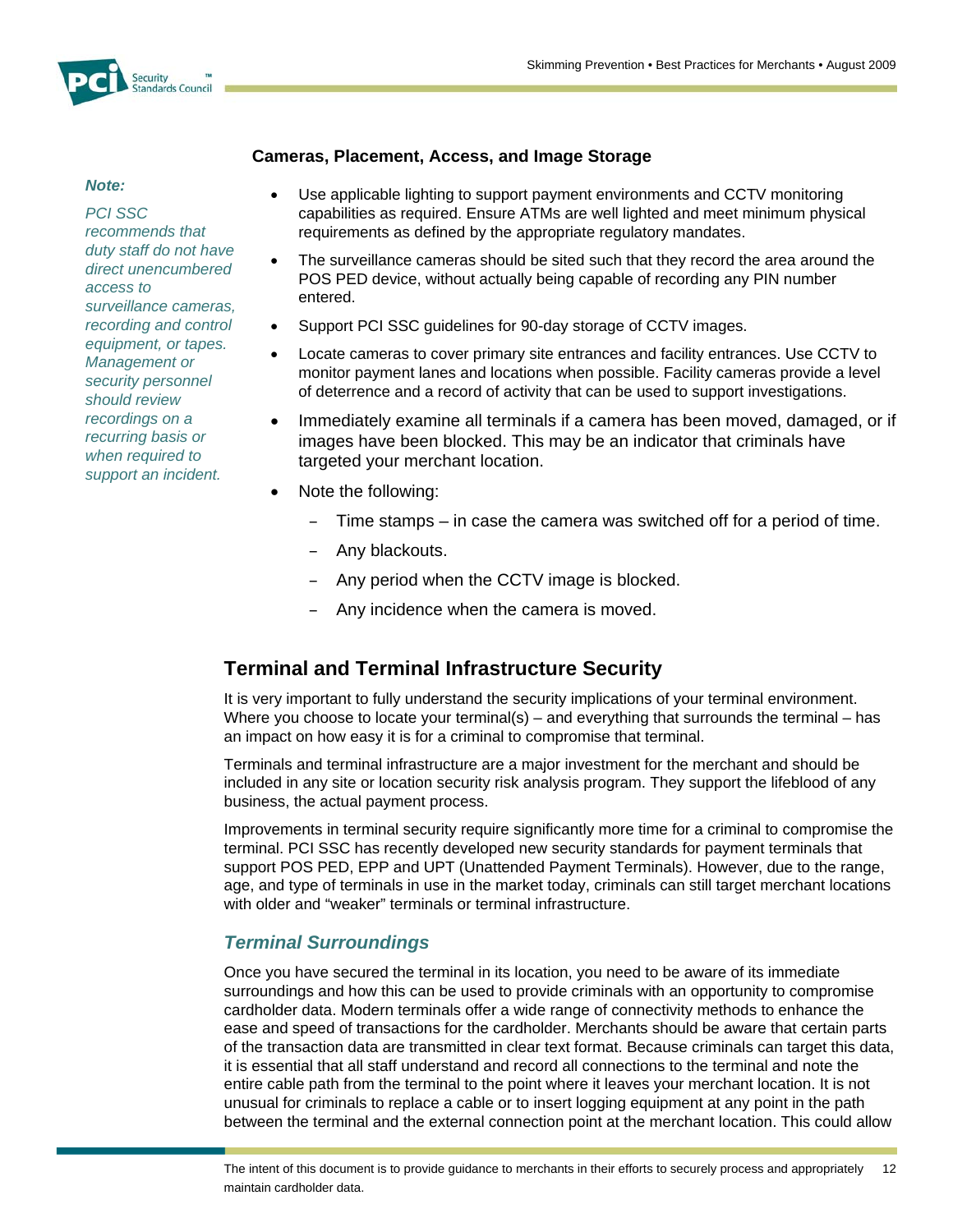**Cameras, Placement, Access, and Image Storage**

*Note:*

*PCI SSC recommends that duty staff do not have direct unencumbered access to surveillance cameras, recording and control equipment, or tapes. Management or security personnel should review recordings on a recurring basis or when required to support an incident.*

- Use applicable lighting to support payment environments and CCTV monitoring capabilities as required. Ensure ATMs are well lighted and meet minimum physical requirements as defined by the appropriate regulatory mandates.
- The surveillance cameras should be sited such that they record the area around the POS PED device, without actually being capable of recording any PIN number entered.
- Support PCI SSC guidelines for 90-day storage of CCTV images.
- Locate cameras to cover primary site entrances and facility entrances. Use CCTV to monitor payment lanes and locations when possible. Facility cameras provide a level of deterrence and a record of activity that can be used to support investigations.
- Immediately examine all terminals if a camera has been moved, damaged, or if images have been blocked. This may be an indicator that criminals have targeted your merchant location.
- Note the following:
  - Time stamps – in case the camera was switched off for a period of time.
  - Any blackouts.
  - Any period when the CCTV image is blocked.
  - Any incidence when the camera is moved.

## Terminal and Terminal Infrastructure Security

It is very important to fully understand the security implications of your terminal environment. Where you choose to locate your terminal(s) – and everything that surrounds the terminal – has an impact on how easy it is for a criminal to compromise that terminal.

Terminals and terminal infrastructure are a major investment for the merchant and should be included in any site or location security risk analysis program. They support the lifeblood of any business, the actual payment process.

Improvements in terminal security require significantly more time for a criminal to compromise the terminal. PCI SSC has recently developed new security standards for payment terminals that support POS PED, EPP and UPT (Unattended Payment Terminals). However, due to the range, age, and type of terminals in use in the market today, criminals can still target merchant locations with older and "weaker" terminals or terminal infrastructure.

### *Terminal Surroundings*

Once you have secured the terminal in its location, you need to be aware of its immediate surroundings and how this can be used to provide criminals with an opportunity to compromise cardholder data. Modern terminals offer a wide range of connectivity methods to enhance the ease and speed of transactions for the cardholder. Merchants should be aware that certain parts of the transaction data are transmitted in clear text format. Because criminals can target this data, it is essential that all staff understand and record all connections to the terminal and note the entire cable path from the terminal to the point where it leaves your merchant location. It is not unusual for criminals to replace a cable or to insert logging equipment at any point in the path between the terminal and the external connection point at the merchant location. This could allow

The intent of this document is to provide guidance to merchants in their efforts to securely process and appropriately maintain cardholder data.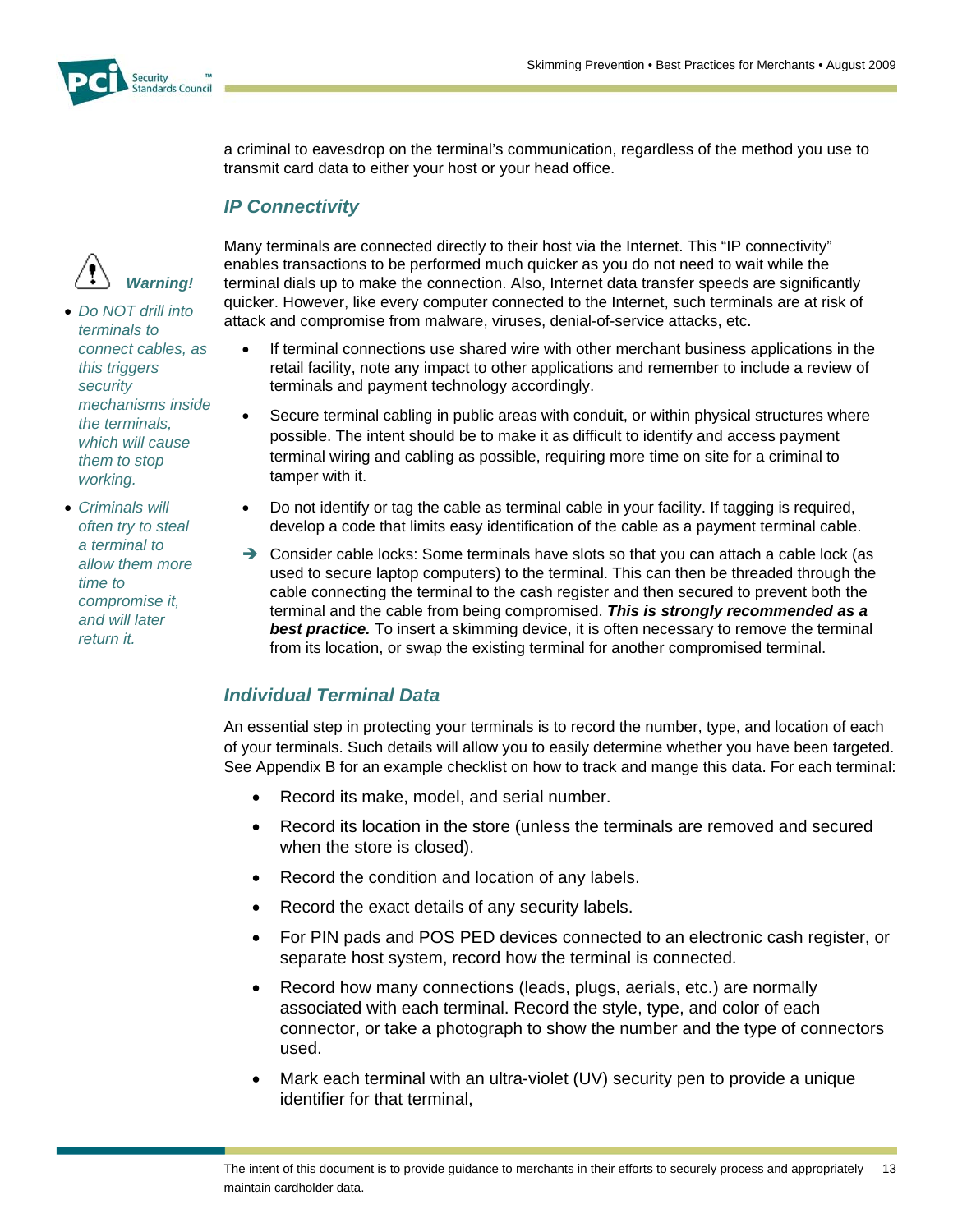a criminal to eavesdrop on the terminal's communication, regardless of the method you use to transmit card data to either your host or your head office.

## *IP Connectivity*

Many terminals are connected directly to their host via the Internet. This "IP connectivity" enables transactions to be performed much quicker as you do not need to wait while the terminal dials up to make the connection. Also, Internet data transfer speeds are significantly quicker. However, like every computer connected to the Internet, such terminals are at risk of attack and compromise from malware, viruses, denial-of-service attacks, etc.

- If terminal connections use shared wire with other merchant business applications in the retail facility, note any impact to other applications and remember to include a review of terminals and payment technology accordingly.
- Secure terminal cabling in public areas with conduit, or within physical structures where possible. The intent should be to make it as difficult to identify and access payment terminal wiring and cabling as possible, requiring more time on site for a criminal to tamper with it.
- Do not identify or tag the cable as terminal cable in your facility. If tagging is required, develop a code that limits easy identification of the cable as a payment terminal cable.

➔ Consider cable locks: Some terminals have slots so that you can attach a cable lock (as used to secure laptop computers) to the terminal. This can then be threaded through the cable connecting the terminal to the cash register and then secured to prevent both the terminal and the cable from being compromised. ***This is strongly recommended as a best practice.*** To insert a skimming device, it is often necessary to remove the terminal from its location, or swap the existing terminal for another compromised terminal.

***Warning!***

- *Do NOT drill into terminals to connect cables, as this triggers security mechanisms inside the terminals, which will cause them to stop working.*
- *Criminals will often try to steal a terminal to allow them more time to compromise it, and will later return it.*

## *Individual Terminal Data*

An essential step in protecting your terminals is to record the number, type, and location of each of your terminals. Such details will allow you to easily determine whether you have been targeted. See Appendix B for an example checklist on how to track and mange this data. For each terminal:

- Record its make, model, and serial number.
- Record its location in the store (unless the terminals are removed and secured when the store is closed).
- Record the condition and location of any labels.
- Record the exact details of any security labels.
- For PIN pads and POS PED devices connected to an electronic cash register, or separate host system, record how the terminal is connected.
- Record how many connections (leads, plugs, aerials, etc.) are normally associated with each terminal. Record the style, type, and color of each connector, or take a photograph to show the number and the type of connectors used.
- Mark each terminal with an ultra-violet (UV) security pen to provide a unique identifier for that terminal,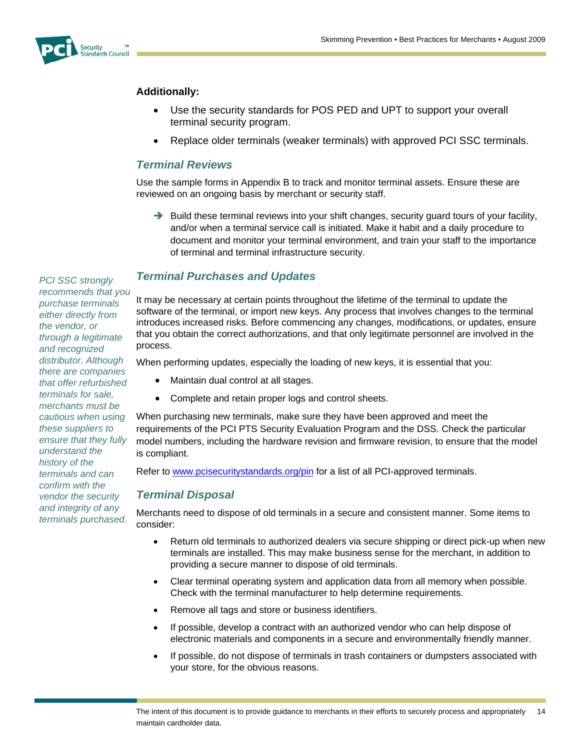**Additionally:**

- Use the security standards for POS PED and UPT to support your overall terminal security program.
- Replace older terminals (weaker terminals) with approved PCI SSC terminals.

### *Terminal Reviews*

Use the sample forms in Appendix B to track and monitor terminal assets. Ensure these are reviewed on an ongoing basis by merchant or security staff.

➔ Build these terminal reviews into your shift changes, security guard tours of your facility, and/or when a terminal service call is initiated. Make it habit and a daily procedure to document and monitor your terminal environment, and train your staff to the importance of terminal and terminal infrastructure security.

### *Terminal Purchases and Updates*

*PCI SSC strongly recommends that you purchase terminals either directly from the vendor, or through a legitimate and recognized distributor. Although there are companies that offer refurbished terminals for sale, merchants must be cautious when using these suppliers to ensure that they fully understand the history of the terminals and can confirm with the vendor the security and integrity of any terminals purchased.*

It may be necessary at certain points throughout the lifetime of the terminal to update the software of the terminal, or import new keys. Any process that involves changes to the terminal introduces increased risks. Before commencing any changes, modifications, or updates, ensure that you obtain the correct authorizations, and that only legitimate personnel are involved in the process.

When performing updates, especially the loading of new keys, it is essential that you:

- Maintain dual control at all stages.
- Complete and retain proper logs and control sheets.

When purchasing new terminals, make sure they have been approved and meet the requirements of the PCI PTS Security Evaluation Program and the DSS. Check the particular model numbers, including the hardware revision and firmware revision, to ensure that the model is compliant.

Refer to [www.pcisecuritystandards.org/pin](http://www.pcisecuritystandards.org/pin) for a list of all PCI-approved terminals.

### *Terminal Disposal*

Merchants need to dispose of old terminals in a secure and consistent manner. Some items to consider:

- Return old terminals to authorized dealers via secure shipping or direct pick-up when new terminals are installed. This may make business sense for the merchant, in addition to providing a secure manner to dispose of old terminals.
- Clear terminal operating system and application data from all memory when possible. Check with the terminal manufacturer to help determine requirements.
- Remove all tags and store or business identifiers.
- If possible, develop a contract with an authorized vendor who can help dispose of electronic materials and components in a secure and environmentally friendly manner.
- If possible, do not dispose of terminals in trash containers or dumpsters associated with your store, for the obvious reasons.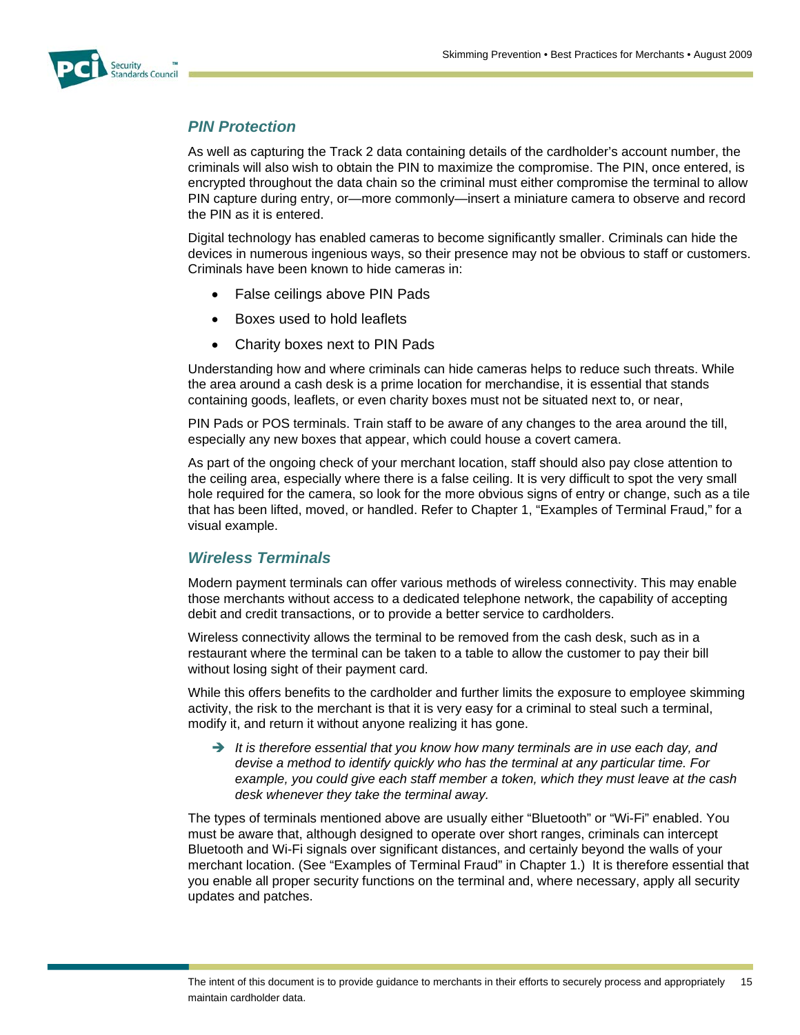## PIN Protection

As well as capturing the Track 2 data containing details of the cardholder's account number, the criminals will also wish to obtain the PIN to maximize the compromise. The PIN, once entered, is encrypted throughout the data chain so the criminal must either compromise the terminal to allow PIN capture during entry, or—more commonly—insert a miniature camera to observe and record the PIN as it is entered.

Digital technology has enabled cameras to become significantly smaller. Criminals can hide the devices in numerous ingenious ways, so their presence may not be obvious to staff or customers. Criminals have been known to hide cameras in:

- False ceilings above PIN Pads
- Boxes used to hold leaflets
- Charity boxes next to PIN Pads

Understanding how and where criminals can hide cameras helps to reduce such threats. While the area around a cash desk is a prime location for merchandise, it is essential that stands containing goods, leaflets, or even charity boxes must not be situated next to, or near,

PIN Pads or POS terminals. Train staff to be aware of any changes to the area around the till, especially any new boxes that appear, which could house a covert camera.

As part of the ongoing check of your merchant location, staff should also pay close attention to the ceiling area, especially where there is a false ceiling. It is very difficult to spot the very small hole required for the camera, so look for the more obvious signs of entry or change, such as a tile that has been lifted, moved, or handled. Refer to Chapter 1, "Examples of Terminal Fraud," for a visual example.

## Wireless Terminals

Modern payment terminals can offer various methods of wireless connectivity. This may enable those merchants without access to a dedicated telephone network, the capability of accepting debit and credit transactions, or to provide a better service to cardholders.

Wireless connectivity allows the terminal to be removed from the cash desk, such as in a restaurant where the terminal can be taken to a table to allow the customer to pay their bill without losing sight of their payment card.

While this offers benefits to the cardholder and further limits the exposure to employee skimming activity, the risk to the merchant is that it is very easy for a criminal to steal such a terminal, modify it, and return it without anyone realizing it has gone.

- ➔ *It is therefore essential that you know how many terminals are in use each day, and devise a method to identify quickly who has the terminal at any particular time. For example, you could give each staff member a token, which they must leave at the cash desk whenever they take the terminal away.*

The types of terminals mentioned above are usually either "Bluetooth" or "Wi-Fi" enabled. You must be aware that, although designed to operate over short ranges, criminals can intercept Bluetooth and Wi-Fi signals over significant distances, and certainly beyond the walls of your merchant location. (See "Examples of Terminal Fraud" in Chapter 1.) It is therefore essential that you enable all proper security functions on the terminal and, where necessary, apply all security updates and patches.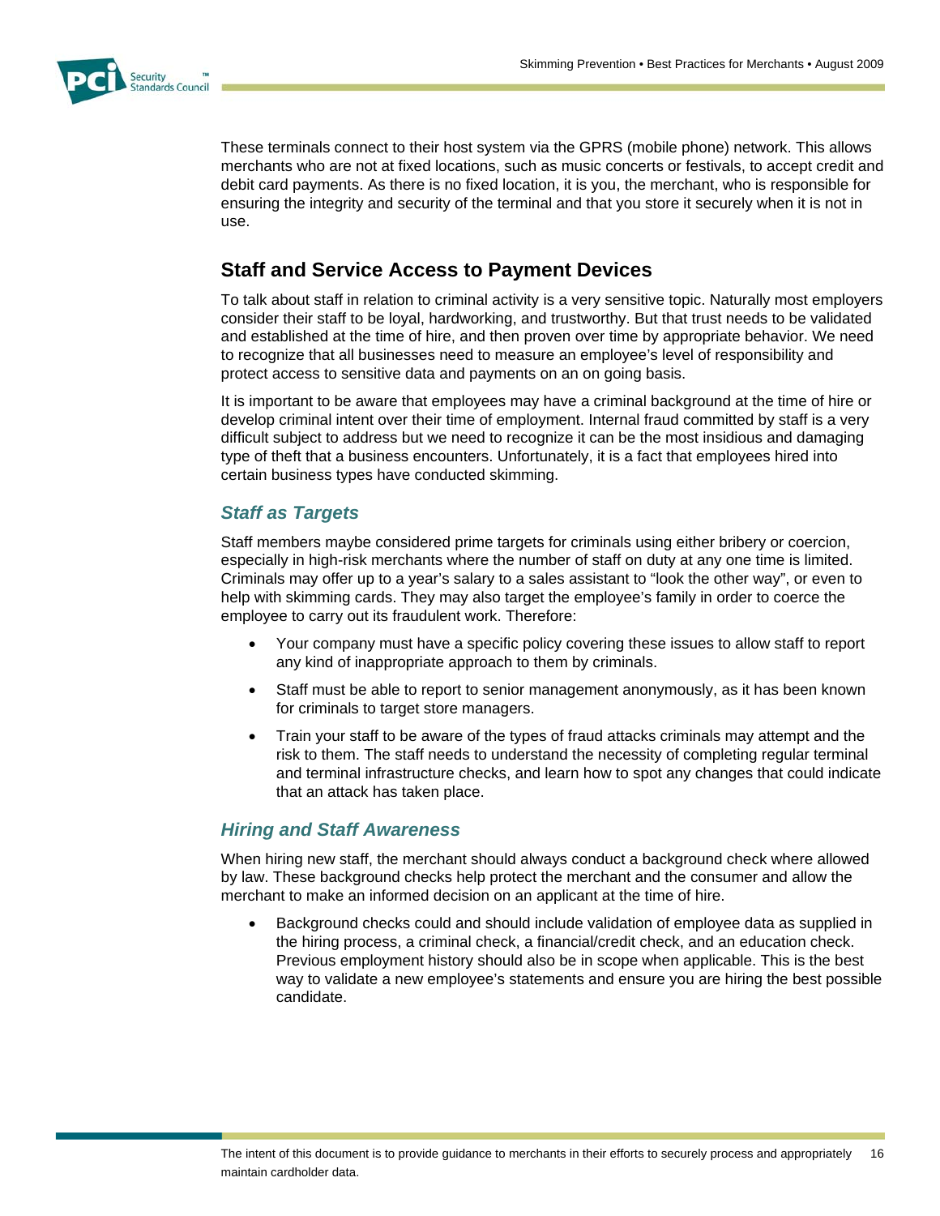These terminals connect to their host system via the GPRS (mobile phone) network. This allows merchants who are not at fixed locations, such as music concerts or festivals, to accept credit and debit card payments. As there is no fixed location, it is you, the merchant, who is responsible for ensuring the integrity and security of the terminal and that you store it securely when it is not in use.

## Staff and Service Access to Payment Devices

To talk about staff in relation to criminal activity is a very sensitive topic. Naturally most employers consider their staff to be loyal, hardworking, and trustworthy. But that trust needs to be validated and established at the time of hire, and then proven over time by appropriate behavior. We need to recognize that all businesses need to measure an employee's level of responsibility and protect access to sensitive data and payments on an on going basis.

It is important to be aware that employees may have a criminal background at the time of hire or develop criminal intent over their time of employment. Internal fraud committed by staff is a very difficult subject to address but we need to recognize it can be the most insidious and damaging type of theft that a business encounters. Unfortunately, it is a fact that employees hired into certain business types have conducted skimming.

### *Staff as Targets*

Staff members maybe considered prime targets for criminals using either bribery or coercion, especially in high-risk merchants where the number of staff on duty at any one time is limited. Criminals may offer up to a year's salary to a sales assistant to "look the other way", or even to help with skimming cards. They may also target the employee's family in order to coerce the employee to carry out its fraudulent work. Therefore:

- Your company must have a specific policy covering these issues to allow staff to report any kind of inappropriate approach to them by criminals.
- Staff must be able to report to senior management anonymously, as it has been known for criminals to target store managers.
- Train your staff to be aware of the types of fraud attacks criminals may attempt and the risk to them. The staff needs to understand the necessity of completing regular terminal and terminal infrastructure checks, and learn how to spot any changes that could indicate that an attack has taken place.

### *Hiring and Staff Awareness*

When hiring new staff, the merchant should always conduct a background check where allowed by law. These background checks help protect the merchant and the consumer and allow the merchant to make an informed decision on an applicant at the time of hire.

- Background checks could and should include validation of employee data as supplied in the hiring process, a criminal check, a financial/credit check, and an education check. Previous employment history should also be in scope when applicable. This is the best way to validate a new employee's statements and ensure you are hiring the best possible candidate.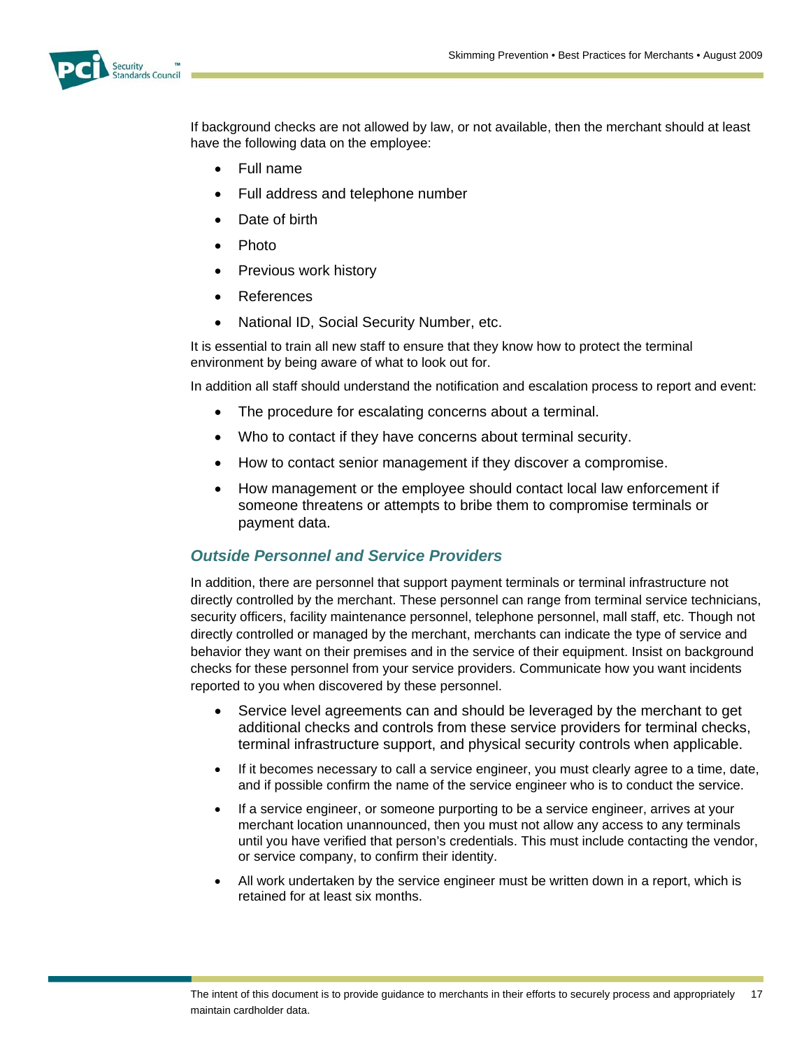If background checks are not allowed by law, or not available, then the merchant should at least have the following data on the employee:

- Full name
- Full address and telephone number
- Date of birth
- Photo
- Previous work history
- References
- National ID, Social Security Number, etc.

It is essential to train all new staff to ensure that they know how to protect the terminal environment by being aware of what to look out for.

In addition all staff should understand the notification and escalation process to report and event:

- The procedure for escalating concerns about a terminal.
- Who to contact if they have concerns about terminal security.
- How to contact senior management if they discover a compromise.
- How management or the employee should contact local law enforcement if someone threatens or attempts to bribe them to compromise terminals or payment data.

### *Outside Personnel and Service Providers*

In addition, there are personnel that support payment terminals or terminal infrastructure not directly controlled by the merchant. These personnel can range from terminal service technicians, security officers, facility maintenance personnel, telephone personnel, mall staff, etc. Though not directly controlled or managed by the merchant, merchants can indicate the type of service and behavior they want on their premises and in the service of their equipment. Insist on background checks for these personnel from your service providers. Communicate how you want incidents reported to you when discovered by these personnel.

- Service level agreements can and should be leveraged by the merchant to get additional checks and controls from these service providers for terminal checks, terminal infrastructure support, and physical security controls when applicable.
- If it becomes necessary to call a service engineer, you must clearly agree to a time, date, and if possible confirm the name of the service engineer who is to conduct the service.
- If a service engineer, or someone purporting to be a service engineer, arrives at your merchant location unannounced, then you must not allow any access to any terminals until you have verified that person's credentials. This must include contacting the vendor, or service company, to confirm their identity.
- All work undertaken by the service engineer must be written down in a report, which is retained for at least six months.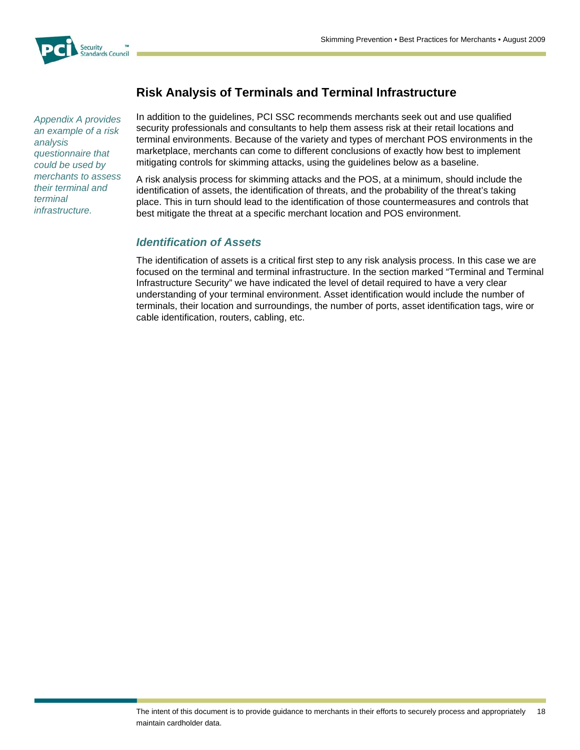## Risk Analysis of Terminals and Terminal Infrastructure

*Appendix A provides an example of a risk analysis questionnaire that could be used by merchants to assess their terminal and terminal infrastructure.*

In addition to the guidelines, PCI SSC recommends merchants seek out and use qualified security professionals and consultants to help them assess risk at their retail locations and terminal environments. Because of the variety and types of merchant POS environments in the marketplace, merchants can come to different conclusions of exactly how best to implement mitigating controls for skimming attacks, using the guidelines below as a baseline.

A risk analysis process for skimming attacks and the POS, at a minimum, should include the identification of assets, the identification of threats, and the probability of the threat's taking place. This in turn should lead to the identification of those countermeasures and controls that best mitigate the threat at a specific merchant location and POS environment.

### *Identification of Assets*

The identification of assets is a critical first step to any risk analysis process. In this case we are focused on the terminal and terminal infrastructure. In the section marked "Terminal and Terminal Infrastructure Security" we have indicated the level of detail required to have a very clear understanding of your terminal environment. Asset identification would include the number of terminals, their location and surroundings, the number of ports, asset identification tags, wire or cable identification, routers, cabling, etc.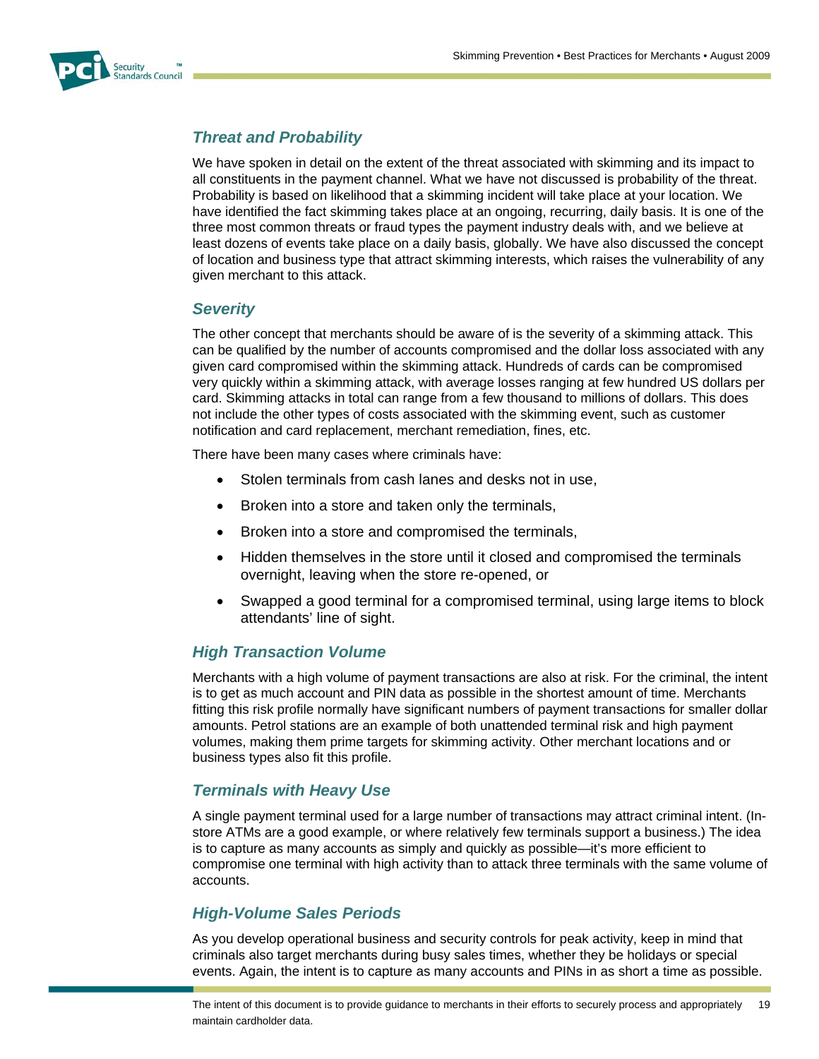### *Threat and Probability*

We have spoken in detail on the extent of the threat associated with skimming and its impact to all constituents in the payment channel. What we have not discussed is probability of the threat. Probability is based on likelihood that a skimming incident will take place at your location. We have identified the fact skimming takes place at an ongoing, recurring, daily basis. It is one of the three most common threats or fraud types the payment industry deals with, and we believe at least dozens of events take place on a daily basis, globally. We have also discussed the concept of location and business type that attract skimming interests, which raises the vulnerability of any given merchant to this attack.

### *Severity*

The other concept that merchants should be aware of is the severity of a skimming attack. This can be qualified by the number of accounts compromised and the dollar loss associated with any given card compromised within the skimming attack. Hundreds of cards can be compromised very quickly within a skimming attack, with average losses ranging at few hundred US dollars per card. Skimming attacks in total can range from a few thousand to millions of dollars. This does not include the other types of costs associated with the skimming event, such as customer notification and card replacement, merchant remediation, fines, etc.

There have been many cases where criminals have:

- Stolen terminals from cash lanes and desks not in use,
- Broken into a store and taken only the terminals,
- Broken into a store and compromised the terminals,
- Hidden themselves in the store until it closed and compromised the terminals overnight, leaving when the store re-opened, or
- Swapped a good terminal for a compromised terminal, using large items to block attendants' line of sight.

### *High Transaction Volume*

Merchants with a high volume of payment transactions are also at risk. For the criminal, the intent is to get as much account and PIN data as possible in the shortest amount of time. Merchants fitting this risk profile normally have significant numbers of payment transactions for smaller dollar amounts. Petrol stations are an example of both unattended terminal risk and high payment volumes, making them prime targets for skimming activity. Other merchant locations and or business types also fit this profile.

### *Terminals with Heavy Use*

A single payment terminal used for a large number of transactions may attract criminal intent. (In-store ATMs are a good example, or where relatively few terminals support a business.) The idea is to capture as many accounts as simply and quickly as possible—it's more efficient to compromise one terminal with high activity than to attack three terminals with the same volume of accounts.

### *High-Volume Sales Periods*

As you develop operational business and security controls for peak activity, keep in mind that criminals also target merchants during busy sales times, whether they be holidays or special events. Again, the intent is to capture as many accounts and PINs in as short a time as possible.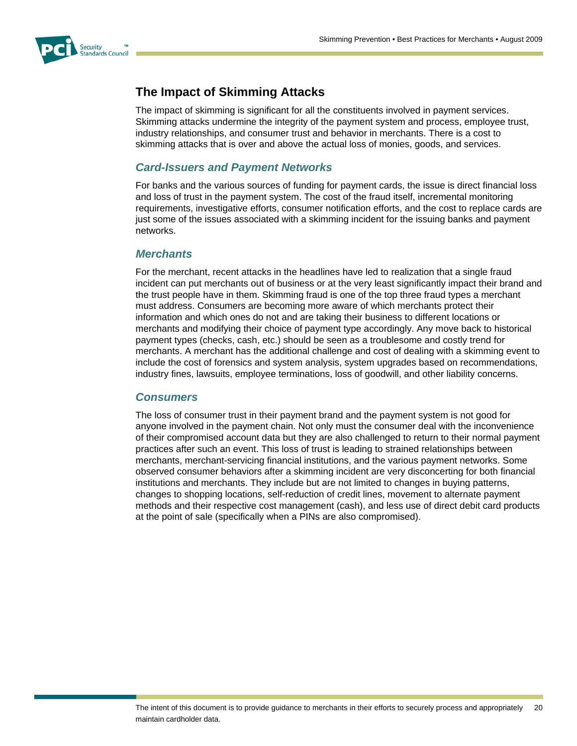## The Impact of Skimming Attacks

The impact of skimming is significant for all the constituents involved in payment services. Skimming attacks undermine the integrity of the payment system and process, employee trust, industry relationships, and consumer trust and behavior in merchants. There is a cost to skimming attacks that is over and above the actual loss of monies, goods, and services.

### *Card-Issuers and Payment Networks*

For banks and the various sources of funding for payment cards, the issue is direct financial loss and loss of trust in the payment system. The cost of the fraud itself, incremental monitoring requirements, investigative efforts, consumer notification efforts, and the cost to replace cards are just some of the issues associated with a skimming incident for the issuing banks and payment networks.

### *Merchants*

For the merchant, recent attacks in the headlines have led to realization that a single fraud incident can put merchants out of business or at the very least significantly impact their brand and the trust people have in them. Skimming fraud is one of the top three fraud types a merchant must address. Consumers are becoming more aware of which merchants protect their information and which ones do not and are taking their business to different locations or merchants and modifying their choice of payment type accordingly. Any move back to historical payment types (checks, cash, etc.) should be seen as a troublesome and costly trend for merchants. A merchant has the additional challenge and cost of dealing with a skimming event to include the cost of forensics and system analysis, system upgrades based on recommendations, industry fines, lawsuits, employee terminations, loss of goodwill, and other liability concerns.

### *Consumers*

The loss of consumer trust in their payment brand and the payment system is not good for anyone involved in the payment chain. Not only must the consumer deal with the inconvenience of their compromised account data but they are also challenged to return to their normal payment practices after such an event. This loss of trust is leading to strained relationships between merchants, merchant-servicing financial institutions, and the various payment networks. Some observed consumer behaviors after a skimming incident are very disconcerting for both financial institutions and merchants. They include but are not limited to changes in buying patterns, changes to shopping locations, self-reduction of credit lines, movement to alternate payment methods and their respective cost management (cash), and less use of direct debit card products at the point of sale (specifically when a PINs are also compromised).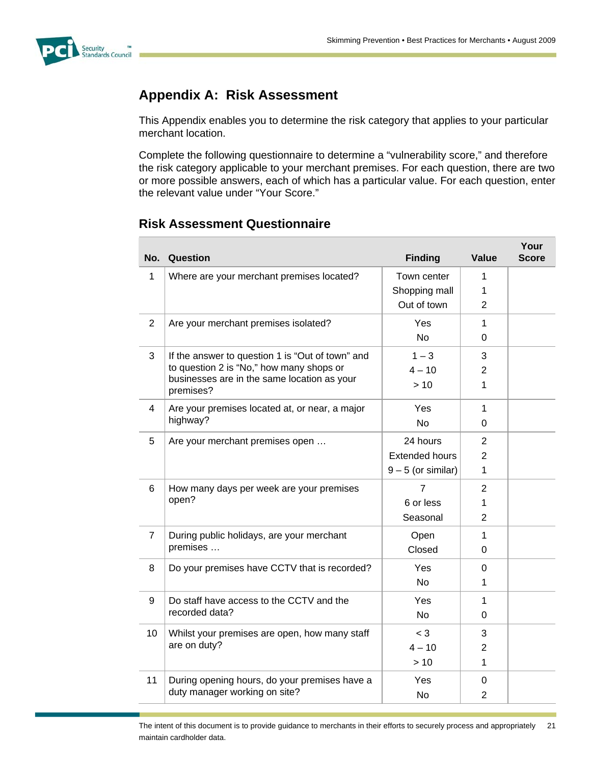## Appendix A: Risk Assessment

This Appendix enables you to determine the risk category that applies to your particular merchant location.

Complete the following questionnaire to determine a "vulnerability score," and therefore the risk category applicable to your merchant premises. For each question, there are two or more possible answers, each of which has a particular value. For each question, enter the relevant value under "Your Score."

### Risk Assessment Questionnaire

| No. | Question | Finding | Value | Your Score |
|---|---|---|---|---|
| 1 | Where are your merchant premises located? | Town center<br>Shopping mall<br>Out of town | 1<br>1<br>2 | |
| 2 | Are your merchant premises isolated? | Yes<br>No | 1<br>0 | |
| 3 | If the answer to question 1 is "Out of town" and to question 2 is "No," how many shops or businesses are in the same location as your premises? | 1 – 3<br>4 – 10<br>> 10 | 3<br>2<br>1 | |
| 4 | Are your premises located at, or near, a major highway? | Yes<br>No | 1<br>0 | |
| 5 | Are your merchant premises open … | 24 hours<br>Extended hours<br>9 – 5 (or similar) | 2<br>2<br>1 | |
| 6 | How many days per week are your premises open? | 7<br>6 or less<br>Seasonal | 2<br>1<br>2 | |
| 7 | During public holidays, are your merchant premises … | Open<br>Closed | 1<br>0 | |
| 8 | Do your premises have CCTV that is recorded? | Yes<br>No | 0<br>1 | |
| 9 | Do staff have access to the CCTV and the recorded data? | Yes<br>No | 1<br>0 | |
| 10 | Whilst your premises are open, how many staff are on duty? | < 3<br>4 – 10<br>> 10 | 3<br>2<br>1 | |
| 11 | During opening hours, do your premises have a duty manager working on site? | Yes<br>No | 0<br>2 | |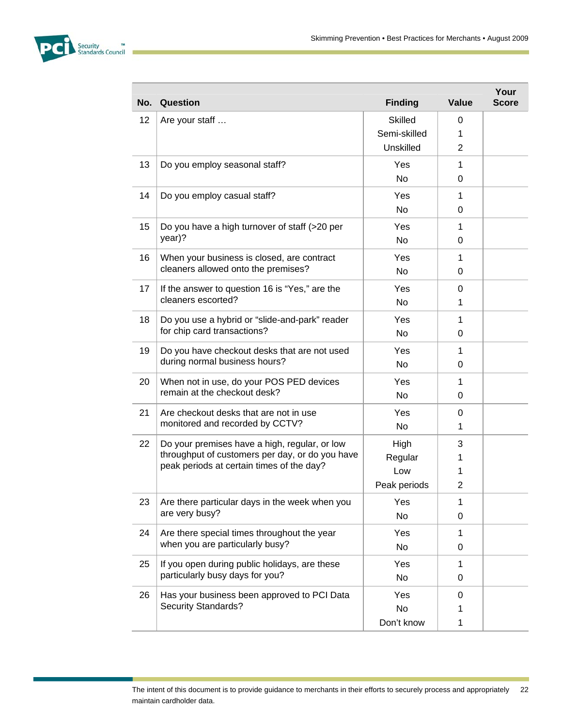| No. | Question | Finding | Value | Your Score |
|---|---|---|---|---|
| 12 | Are your staff … | Skilled<br>Semi-skilled<br>Unskilled | 0<br>1<br>2 | |
| 13 | Do you employ seasonal staff? | Yes<br>No | 1<br>0 | |
| 14 | Do you employ casual staff? | Yes<br>No | 1<br>0 | |
| 15 | Do you have a high turnover of staff (>20 per year)? | Yes<br>No | 1<br>0 | |
| 16 | When your business is closed, are contract cleaners allowed onto the premises? | Yes<br>No | 1<br>0 | |
| 17 | If the answer to question 16 is "Yes," are the cleaners escorted? | Yes<br>No | 0<br>1 | |
| 18 | Do you use a hybrid or "slide-and-park" reader for chip card transactions? | Yes<br>No | 1<br>0 | |
| 19 | Do you have checkout desks that are not used during normal business hours? | Yes<br>No | 1<br>0 | |
| 20 | When not in use, do your POS PED devices remain at the checkout desk? | Yes<br>No | 1<br>0 | |
| 21 | Are checkout desks that are not in use monitored and recorded by CCTV? | Yes<br>No | 0<br>1 | |
| 22 | Do your premises have a high, regular, or low throughput of customers per day, or do you have peak periods at certain times of the day? | High<br>Regular<br>Low<br>Peak periods | 3<br>1<br>1<br>2 | |
| 23 | Are there particular days in the week when you are very busy? | Yes<br>No | 1<br>0 | |
| 24 | Are there special times throughout the year when you are particularly busy? | Yes<br>No | 1<br>0 | |
| 25 | If you open during public holidays, are these particularly busy days for you? | Yes<br>No | 1<br>0 | |
| 26 | Has your business been approved to PCI Data Security Standards? | Yes<br>No<br>Don't know | 0<br>1<br>1 | |

The intent of this document is to provide guidance to merchants in their efforts to securely process and appropriately maintain cardholder data.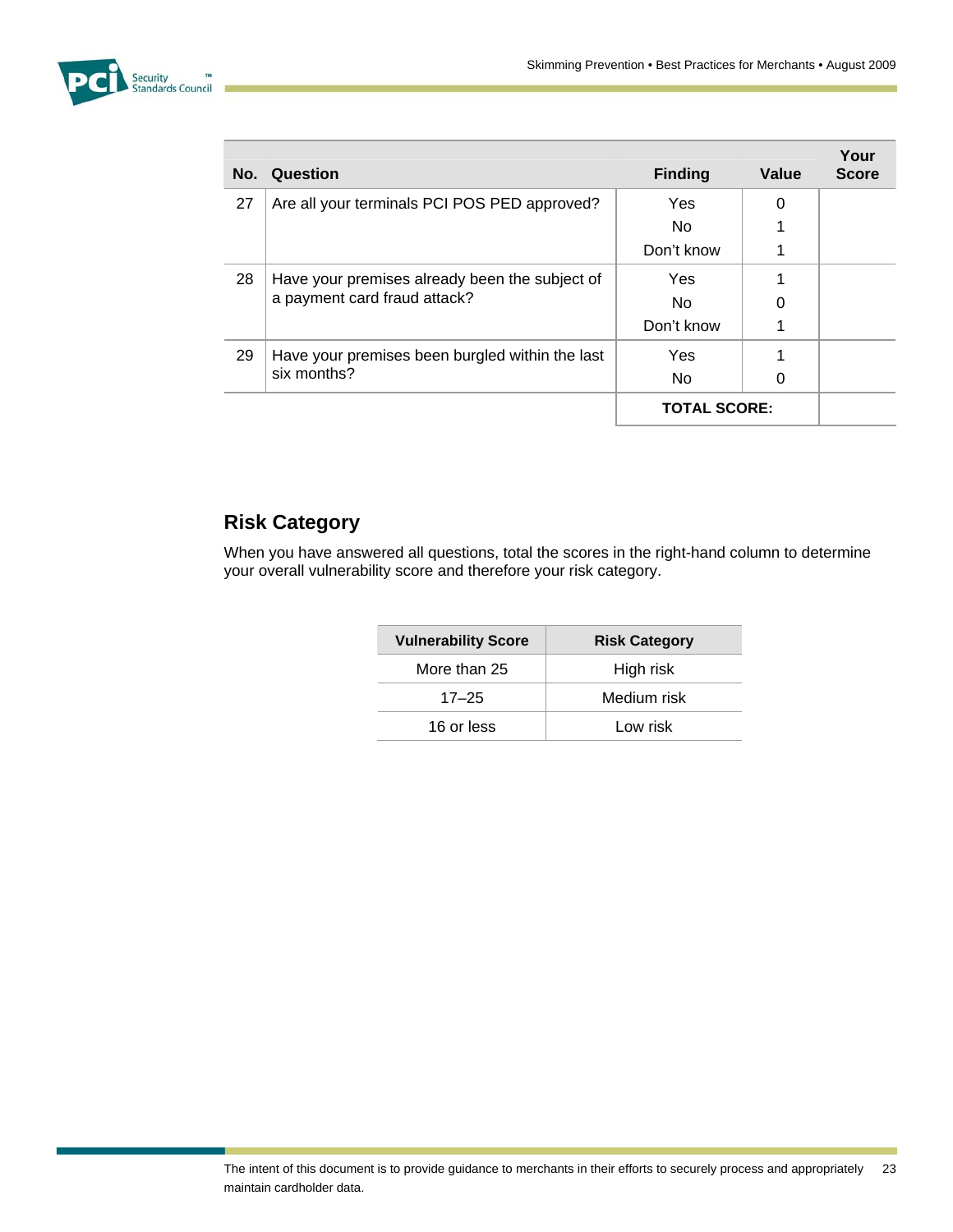| No. | Question | Finding | Value | Your Score |
|---|---|---|---|---|
| 27 | Are all your terminals PCI POS PED approved? | Yes | 0 | |
| | | No | 1 | |
| | | Don't know | 1 | |
| 28 | Have your premises already been the subject of a payment card fraud attack? | Yes | 1 | |
| | | No | 0 | |
| | | Don't know | 1 | |
| 29 | Have your premises been burgled within the last six months? | Yes | 1 | |
| | | No | 0 | |
| | | **TOTAL SCORE:** | | |

## Risk Category

When you have answered all questions, total the scores in the right-hand column to determine your overall vulnerability score and therefore your risk category.

| Vulnerability Score | Risk Category |
|---|---|
| More than 25 | High risk |
| 17–25 | Medium risk |
| 16 or less | Low risk |

The intent of this document is to provide guidance to merchants in their efforts to securely process and appropriately maintain cardholder data.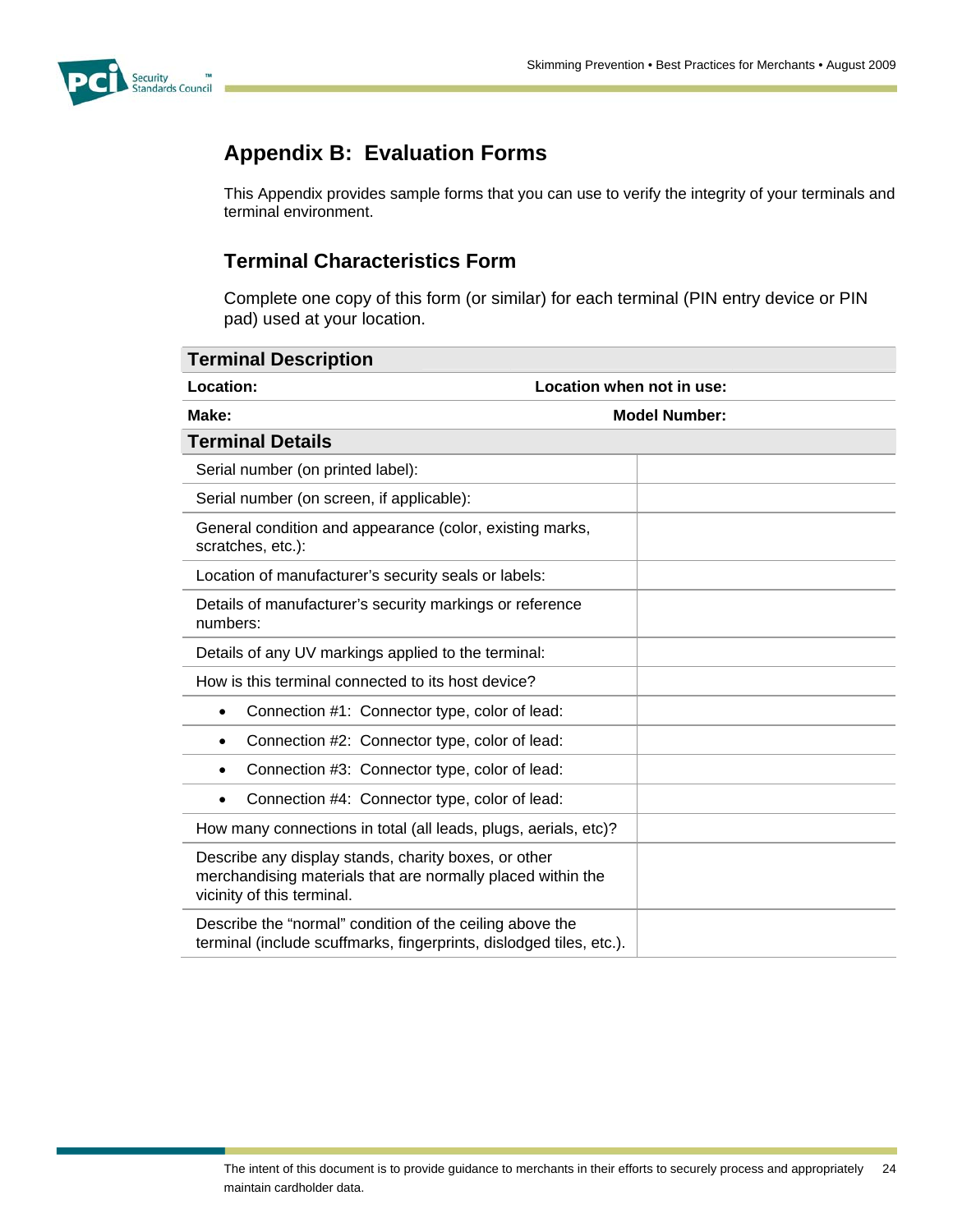## Appendix B: Evaluation Forms

This Appendix provides sample forms that you can use to verify the integrity of your terminals and terminal environment.

### Terminal Characteristics Form

Complete one copy of this form (or similar) for each terminal (PIN entry device or PIN pad) used at your location.

| **Terminal Description** | |
|---|---|
| **Location:** | **Location when not in use:** |
| **Make:** | **Model Number:** |
| **Terminal Details** | |
| Serial number (on printed label): | |
| Serial number (on screen, if applicable): | |
| General condition and appearance (color, existing marks, scratches, etc.): | |
| Location of manufacturer's security seals or labels: | |
| Details of manufacturer's security markings or reference numbers: | |
| Details of any UV markings applied to the terminal: | |
| How is this terminal connected to its host device? | |
| • Connection #1: Connector type, color of lead: | |
| • Connection #2: Connector type, color of lead: | |
| • Connection #3: Connector type, color of lead: | |
| • Connection #4: Connector type, color of lead: | |
| How many connections in total (all leads, plugs, aerials, etc)? | |
| Describe any display stands, charity boxes, or other merchandising materials that are normally placed within the vicinity of this terminal. | |
| Describe the "normal" condition of the ceiling above the terminal (include scuffmarks, fingerprints, dislodged tiles, etc.). | |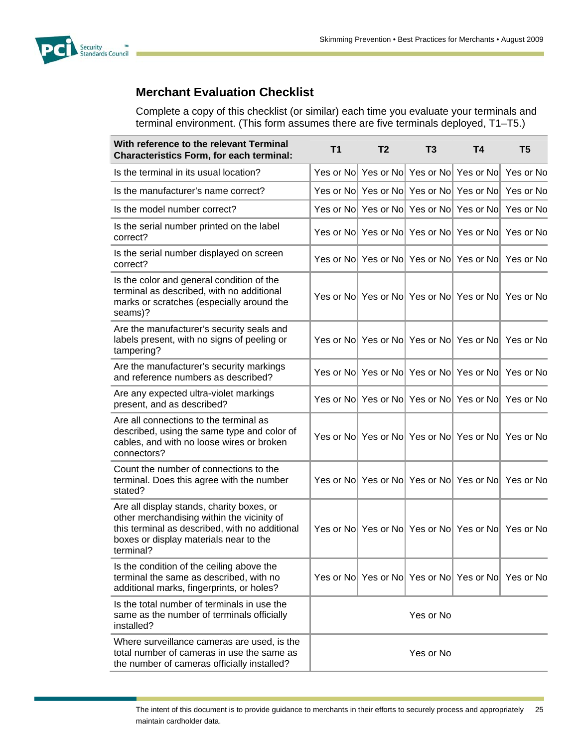## Merchant Evaluation Checklist

Complete a copy of this checklist (or similar) each time you evaluate your terminals and terminal environment. (This form assumes there are five terminals deployed, T1–T5.)

| With reference to the relevant Terminal Characteristics Form, for each terminal: | T1 | T2 | T3 | T4 | T5 |
|---|---|---|---|---|---|
| Is the terminal in its usual location? | Yes or No | Yes or No | Yes or No | Yes or No | Yes or No |
| Is the manufacturer's name correct? | Yes or No | Yes or No | Yes or No | Yes or No | Yes or No |
| Is the model number correct? | Yes or No | Yes or No | Yes or No | Yes or No | Yes or No |
| Is the serial number printed on the label correct? | Yes or No | Yes or No | Yes or No | Yes or No | Yes or No |
| Is the serial number displayed on screen correct? | Yes or No | Yes or No | Yes or No | Yes or No | Yes or No |
| Is the color and general condition of the terminal as described, with no additional marks or scratches (especially around the seams)? | Yes or No | Yes or No | Yes or No | Yes or No | Yes or No |
| Are the manufacturer's security seals and labels present, with no signs of peeling or tampering? | Yes or No | Yes or No | Yes or No | Yes or No | Yes or No |
| Are the manufacturer's security markings and reference numbers as described? | Yes or No | Yes or No | Yes or No | Yes or No | Yes or No |
| Are any expected ultra-violet markings present, and as described? | Yes or No | Yes or No | Yes or No | Yes or No | Yes or No |
| Are all connections to the terminal as described, using the same type and color of cables, and with no loose wires or broken connectors? | Yes or No | Yes or No | Yes or No | Yes or No | Yes or No |
| Count the number of connections to the terminal. Does this agree with the number stated? | Yes or No | Yes or No | Yes or No | Yes or No | Yes or No |
| Are all display stands, charity boxes, or other merchandising within the vicinity of this terminal as described, with no additional boxes or display materials near to the terminal? | Yes or No | Yes or No | Yes or No | Yes or No | Yes or No |
| Is the condition of the ceiling above the terminal the same as described, with no additional marks, fingerprints, or holes? | Yes or No | Yes or No | Yes or No | Yes or No | Yes or No |
| Is the total number of terminals in use the same as the number of terminals officially installed? | Yes or No | | | | |
| Where surveillance cameras are used, is the total number of cameras in use the same as the number of cameras officially installed? | Yes or No | | | | |

The intent of this document is to provide guidance to merchants in their efforts to securely process and appropriately maintain cardholder data.